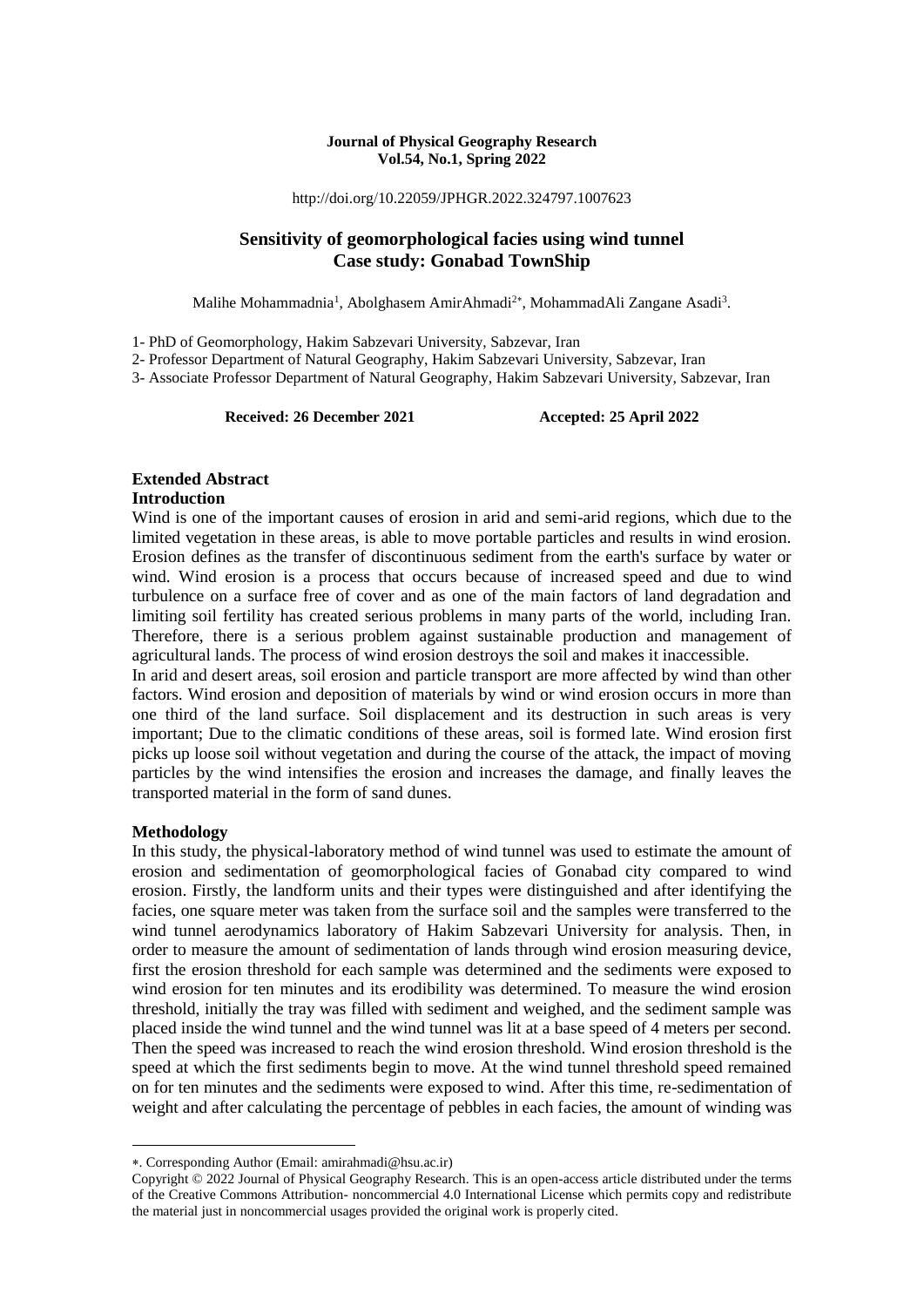**Journal of Physical Geography Research**
**Vol.54, No.1, Spring 2022**

http://doi.org/10.22059/JPHGR.2022.324797.1007623

# Sensitivity of geomorphological facies using wind tunnel
# Case study: Gonabad TownShip

Malihe Mohammadnia[1], Abolghasem AmirAhmadi[2*], MohammadAli Zangane Asadi[3].

1- PhD of Geomorphology, Hakim Sabzevari University, Sabzevar, Iran

2- Professor Department of Natural Geography, Hakim Sabzevari University, Sabzevar, Iran

3- Associate Professor Department of Natural Geography, Hakim Sabzevari University, Sabzevar, Iran

**Received: 26 December 2021** **Accepted: 25 April 2022**

## Extended Abstract

### Introduction

Wind is one of the important causes of erosion in arid and semi-arid regions, which due to the limited vegetation in these areas, is able to move portable particles and results in wind erosion. Erosion defines as the transfer of discontinuous sediment from the earth's surface by water or wind. Wind erosion is a process that occurs because of increased speed and due to wind turbulence on a surface free of cover and as one of the main factors of land degradation and limiting soil fertility has created serious problems in many parts of the world, including Iran. Therefore, there is a serious problem against sustainable production and management of agricultural lands. The process of wind erosion destroys the soil and makes it inaccessible.

In arid and desert areas, soil erosion and particle transport are more affected by wind than other factors. Wind erosion and deposition of materials by wind or wind erosion occurs in more than one third of the land surface. Soil displacement and its destruction in such areas is very important; Due to the climatic conditions of these areas, soil is formed late. Wind erosion first picks up loose soil without vegetation and during the course of the attack, the impact of moving particles by the wind intensifies the erosion and increases the damage, and finally leaves the transported material in the form of sand dunes.

### Methodology

In this study, the physical-laboratory method of wind tunnel was used to estimate the amount of erosion and sedimentation of geomorphological facies of Gonabad city compared to wind erosion. Firstly, the landform units and their types were distinguished and after identifying the facies, one square meter was taken from the surface soil and the samples were transferred to the wind tunnel aerodynamics laboratory of Hakim Sabzevari University for analysis. Then, in order to measure the amount of sedimentation of lands through wind erosion measuring device, first the erosion threshold for each sample was determined and the sediments were exposed to wind erosion for ten minutes and its erodibility was determined. To measure the wind erosion threshold, initially the tray was filled with sediment and weighed, and the sediment sample was placed inside the wind tunnel and the wind tunnel was lit at a base speed of 4 meters per second. Then the speed was increased to reach the wind erosion threshold. Wind erosion threshold is the speed at which the first sediments begin to move. At the wind tunnel threshold speed remained on for ten minutes and the sediments were exposed to wind. After this time, re-sedimentation of weight and after calculating the percentage of pebbles in each facies, the amount of winding was

---

*. Corresponding Author (Email: amirahmadi@hsu.ac.ir)

Copyright © 2022 Journal of Physical Geography Research. This is an open-access article distributed under the terms of the Creative Commons Attribution- noncommercial 4.0 International License which permits copy and redistribute the material just in noncommercial usages provided the original work is properly cited.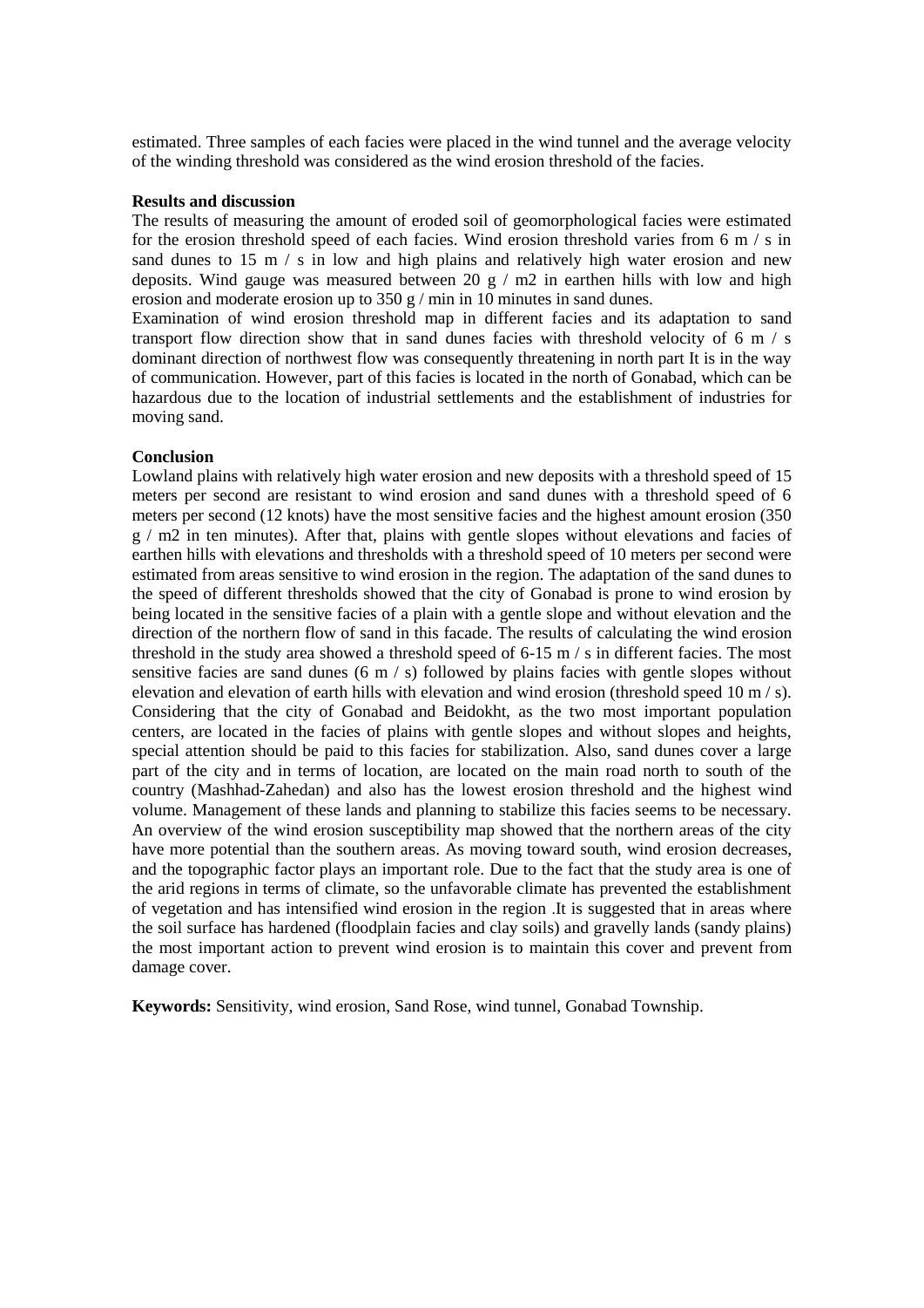estimated. Three samples of each facies were placed in the wind tunnel and the average velocity of the winding threshold was considered as the wind erosion threshold of the facies.

**Results and discussion**

The results of measuring the amount of eroded soil of geomorphological facies were estimated for the erosion threshold speed of each facies. Wind erosion threshold varies from 6 m / s in sand dunes to 15 m / s in low and high plains and relatively high water erosion and new deposits. Wind gauge was measured between 20 g / m2 in earthen hills with low and high erosion and moderate erosion up to 350 g / min in 10 minutes in sand dunes.

Examination of wind erosion threshold map in different facies and its adaptation to sand transport flow direction show that in sand dunes facies with threshold velocity of 6 m / s dominant direction of northwest flow was consequently threatening in north part It is in the way of communication. However, part of this facies is located in the north of Gonabad, which can be hazardous due to the location of industrial settlements and the establishment of industries for moving sand.

**Conclusion**

Lowland plains with relatively high water erosion and new deposits with a threshold speed of 15 meters per second are resistant to wind erosion and sand dunes with a threshold speed of 6 meters per second (12 knots) have the most sensitive facies and the highest amount erosion (350 g / m2 in ten minutes). After that, plains with gentle slopes without elevations and facies of earthen hills with elevations and thresholds with a threshold speed of 10 meters per second were estimated from areas sensitive to wind erosion in the region. The adaptation of the sand dunes to the speed of different thresholds showed that the city of Gonabad is prone to wind erosion by being located in the sensitive facies of a plain with a gentle slope and without elevation and the direction of the northern flow of sand in this facade. The results of calculating the wind erosion threshold in the study area showed a threshold speed of 6-15 m / s in different facies. The most sensitive facies are sand dunes (6 m / s) followed by plains facies with gentle slopes without elevation and elevation of earth hills with elevation and wind erosion (threshold speed 10 m / s). Considering that the city of Gonabad and Beidokht, as the two most important population centers, are located in the facies of plains with gentle slopes and without slopes and heights, special attention should be paid to this facies for stabilization. Also, sand dunes cover a large part of the city and in terms of location, are located on the main road north to south of the country (Mashhad-Zahedan) and also has the lowest erosion threshold and the highest wind volume. Management of these lands and planning to stabilize this facies seems to be necessary. An overview of the wind erosion susceptibility map showed that the northern areas of the city have more potential than the southern areas. As moving toward south, wind erosion decreases, and the topographic factor plays an important role. Due to the fact that the study area is one of the arid regions in terms of climate, so the unfavorable climate has prevented the establishment of vegetation and has intensified wind erosion in the region .It is suggested that in areas where the soil surface has hardened (floodplain facies and clay soils) and gravelly lands (sandy plains) the most important action to prevent wind erosion is to maintain this cover and prevent from damage cover.

**Keywords:** Sensitivity, wind erosion, Sand Rose, wind tunnel, Gonabad Township.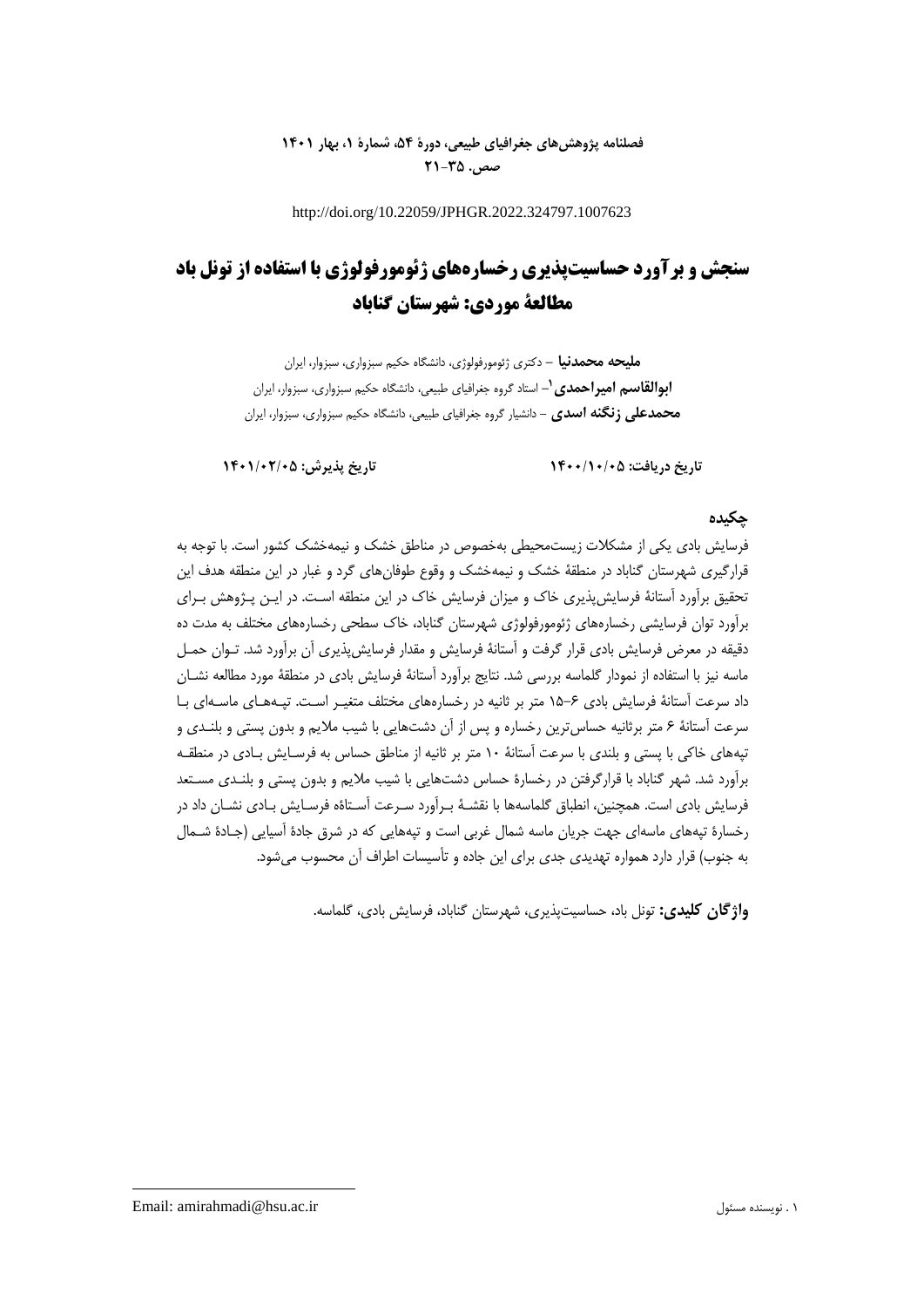http://doi.org/10.22059/JPHGR.2022.324797.1007623

# سنجش و برآورد حساسیت‌پذیری رخساره‌های ژئومورفولوژی با استفاده از تونل باد مطالعهٔ موردی: شهرستان گناباد

**ملیحه محمدنیا** – دکتری ژئومورفولوژی، دانشگاه حکیم سبزواری، سبزوار، ایران

**ابوالقاسم امیراحمدی**[1]– استاد گروه جغرافیای طبیعی، دانشگاه حکیم سبزواری، سبزوار، ایران

**محمدعلی زنگنه اسدی** – دانشیار گروه جغرافیای طبیعی، دانشگاه حکیم سبزواری، سبزوار، ایران

**تاریخ دریافت: ۱۴۰۰/۱۰/۰۵** **تاریخ پذیرش: ۱۴۰۱/۰۲/۰۵**

## چکیده

فرسایش بادی یکی از مشکلات زیست‌محیطی به‌خصوص در مناطق خشک و نیمه‌خشک کشور است. با توجه به قرارگیری شهرستان گناباد در منطقهٔ خشک و نیمه‌خشک و وقوع طوفان‌های گرد و غبار در این منطقه هدف این تحقیق برآورد آستانهٔ فرسایش‌پذیری خاک و میزان فرسایش خاک در این منطقه است. در این پژوهش برای برآورد توان فرسایشی رخساره‌های ژئومورفولوژی شهرستان گناباد، خاک سطحی رخساره‌های مختلف به مدت ده دقیقه در معرض فرسایش بادی قرار گرفت و آستانهٔ فرسایش و مقدار فرسایش‌پذیری آن برآورد شد. توان حمل ماسه نیز با استفاده از نمودار گلماسه بررسی شد. نتایج برآورد آستانهٔ فرسایش بادی در منطقهٔ مورد مطالعه نشان داد سرعت آستانهٔ فرسایش بادی ۶–۱۵ متر بر ثانیه در رخساره‌های مختلف متغیر است. تپه‌های ماسه‌ای با سرعت آستانهٔ ۶ متر برثانیه حساس‌ترین رخساره و پس از آن دشت‌هایی با شیب ملایم و بدون پستی و بلندی و تپه‌های خاکی با پستی و بلندی با سرعت آستانهٔ ۱۰ متر بر ثانیه از مناطق حساس به فرسایش بادی در منطقه برآورد شد. شهر گناباد با قرارگرفتن در رخسارهٔ حساس دشت‌هایی با شیب ملایم و بدون پستی و بلندی مستعد فرسایش بادی است. همچنین، انطباق گلماسه‌ها با نقشهٔ برآورد سرعت آستانهٔ فرسایش بادی نشان داد در رخسارهٔ تپه‌های ماسه‌ای جهت جریان ماسه شمال غربی است و تپه‌هایی که در شرق جادهٔ آسیایی (جادهٔ شمال به جنوب) قرار دارد همواره تهدیدی جدی برای این جاده و تأسیسات اطراف آن محسوب می‌شود.

**واژگان کلیدی:** تونل باد، حساسیت‌پذیری، شهرستان گناباد، فرسایش بادی، گلماسه.

---

[1] . نویسنده مسئول Email: amirahmadi@hsu.ac.ir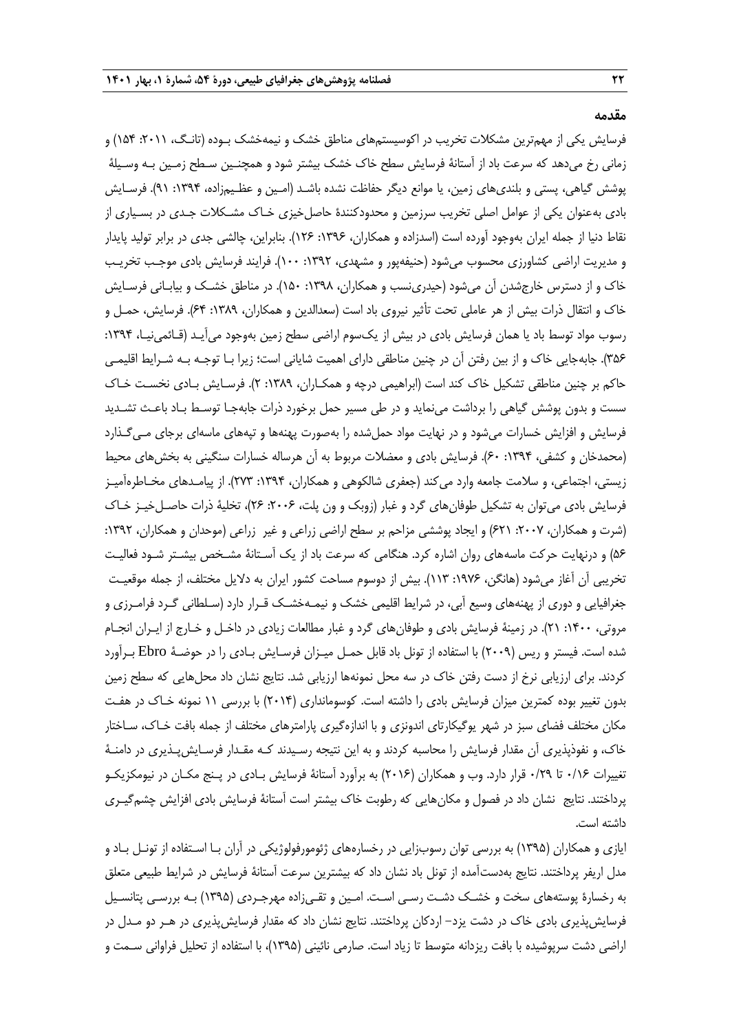## مقدمه

فرسایش یکی از مهم‌ترین مشکلات تخریب در اکوسیستم‌های مناطق خشک و نیمه‌خشک بـوده (تانـگ، ۲۰۱۱: ۱۵۴) و زمانی رخ می‌دهد که سرعت باد از آستانهٔ فرسایش سطح خاک خشک بیشتر شود و همچنـین سـطح زمـین بـه وسـیلهٔ پوشش گیاهی، پستی و بلندی‌های زمین، یا موانع دیگر حفاظت نشده باشـد (امـین و عظـیم‌زاده، ۱۳۹۴: ۹۱). فرسـایش بادی به‌عنوان یکی از عوامل اصلی تخریب سرزمین و محدودکنندهٔ حاصل‌خیزی خـاک مشـکلات جـدی در بسـیاری از نقاط دنیا از جمله ایران به‌وجود آورده است (اسدزاده و همکاران، ۱۳۹۶: ۱۲۶). بنابراین، چالشی جدی در برابر تولید پایدار و مدیریت اراضی کشاورزی محسوب می‌شود (حنیفه‌پور و مشهدی، ۱۳۹۲: ۱۰۰). فرایند فرسایش بادی موجـب تخریـب خاک و از دسترس خارج‌شدن آن می‌شود (حیدری‌نسب و همکاران، ۱۳۹۸: ۱۵۰). در مناطق خشـک و بیابـانی فرسـایش خاک و انتقال ذرات بیش از هر عاملی تحت تأثیر نیروی باد است (سعدالدین و همکاران، ۱۳۸۹: ۶۴). فرسایش، حمـل و رسوب مواد توسط باد یا همان فرسایش بادی در بیش از یک‌سوم اراضی سطح زمین به‌وجود می‌آیـد (قـائمی‌نیـا، ۱۳۹۴: ۳۵۶). جابه‌جایی خاک و از بین رفتن آن در چنین مناطقی دارای اهمیت شایانی است؛ زیرا بـا توجـه بـه شـرایط اقلیمـی حاکم بر چنین مناطقی تشکیل خاک کند است (ابراهیمی درچه و همکـاران، ۱۳۸۹: ۲). فرسـایش بـادی نخسـت خـاک سست و بدون پوشش گیاهی را برداشت می‌نماید و در طی مسیر حمل برخورد ذرات جابه‌جا توسـط بـاد باعـث تشـدید فرسایش و افزایش خسارات می‌شود و در نهایت مواد حمل‌شده را به‌صورت پهنه‌ها و تپه‌های ماسه‌ای برجای مـی‌گـذارد (محمدخان و کشفی، ۱۳۹۴: ۶۰). فرسایش بادی و معضلات مربوط به آن هرساله خسارات سنگینی به بخش‌های محیط زیستی، اجتماعی، و سلامت جامعه وارد می‌کند (جعفری شالکوهی و همکاران، ۱۳۹۴: ۲۷۳). از پیامـدهای مخـاطره‌آمیـز فرسایش بادی می‌توان به تشکیل طوفان‌های گرد و غبار (زوبک و ون پلت، ۲۰۰۶: ۲۶)، تخلیهٔ ذرات حاصـل‌خیـز خـاک (شرت و همکاران، ۲۰۰۷: ۶۲۱) و ایجاد پوششی مزاحم بر سطح اراضی زراعی و غیر زراعی (موحدان و همکاران، ۱۳۹۲: ۵۶) و درنهایت حرکت ماسه‌های روان اشاره کرد. هنگامی که سرعت باد از یک آسـتانهٔ مشـخص بیشـتر شـود فعالیـت تخریبی آن آغاز می‌شود (هانگن، ۱۹۷۶: ۱۱۳). بیش از دوسوم مساحت کشور ایران به دلایل مختلف، از جمله موقعیـت جغرافیایی و دوری از پهنه‌های وسیع آبی، در شرایط اقلیمی خشک و نیمـه‌خشـک قـرار دارد (سـلطانی گـرد فرامـرزی و مروتی، ۱۴۰۰: ۲۱). در زمینهٔ فرسایش بادی و طوفان‌های گرد و غبار مطالعات زیادی در داخـل و خـارج از ایـران انجـام شده است. فیستر و ریس (۲۰۰۹) با استفاده از تونل باد قابل حمـل میـزان فرسـایش بـادی را در حوضـهٔ Ebro بـرآورد کردند. برای ارزیابی نرخ از دست رفتن خاک در سه محل نمونه‌ها ارزیابی شد. نتایج نشان داد محل‌هایی که سطح زمین بدون تغییر بوده کمترین میزان فرسایش بادی را داشته است. کوسوماندارى (۲۰۱۴) با بررسی ۱۱ نمونه خـاک در هفـت مکان مختلف فضای سبز در شهر یوگیکارتای اندونزی و با اندازه‌گیری پارامترهای مختلف از جمله بافت خـاک، سـاختار خاک، و نفوذپذیری آن مقدار فرسایش را محاسبه کردند و به این نتیجه رسـیدند کـه مقـدار فرسـایش‌پـذیری در دامنـهٔ تغییرات ۰/۱۶ تا ۰/۲۹ قرار دارد. وب و همکاران (۲۰۱۶) به برآورد آستانهٔ فرسایش بـادی در پـنج مکـان در نیومکزیکـو پرداختند. نتایج نشان داد در فصول و مکان‌هایی که رطوبت خاک بیشتر است آستانهٔ فرسایش بادی افزایش چشم‌گیـری داشته است.

ایازی و همکاران (۱۳۹۵) به بررسی توان رسوب‌زایی در رخساره‌های ژئومورفولوژیکی در آران بـا اسـتفاده از تونـل بـاد و مدل اریفر پرداختند. نتایج به‌دست‌آمده از تونل باد نشان داد که بیشترین سرعت آستانهٔ فرسایش در شرایط طبیعی متعلق به رخسارهٔ پوسته‌های سخت و خشـک دشـت رسـی اسـت. امـین و تقـی‌زاده مهرجـردی (۱۳۹۵) بـه بررسـی پتانسـیل فرسایش‌پذیری بادی خاک در دشت یزد- اردکان پرداختند. نتایج نشان داد که مقدار فرسایش‌پذیری در هـر دو مـدل در اراضی دشت سرپوشیده با بافت ریزدانه متوسط تا زیاد است. صارمی نائینی (۱۳۹۵)، با استفاده از تحلیل فراوانی سـمت و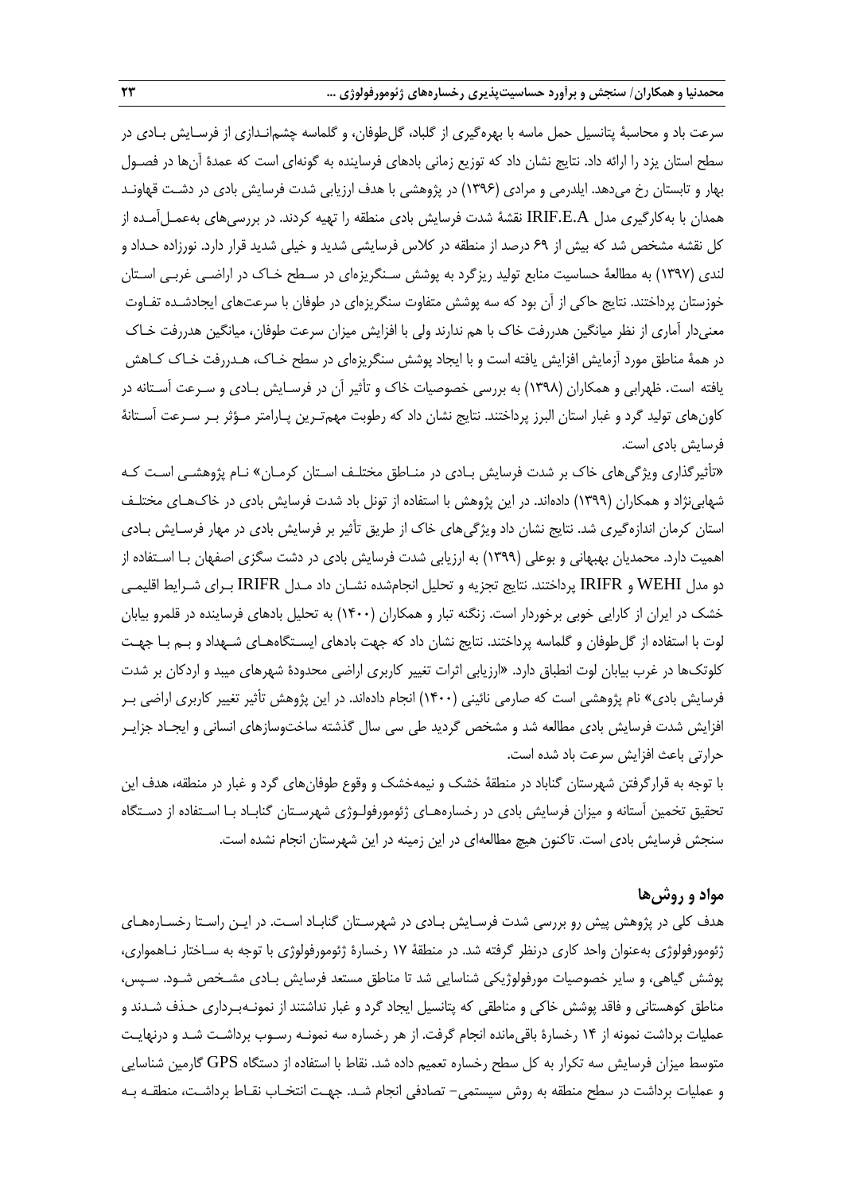سرعت باد و محاسبهٔ پتانسیل حمل ماسه با بهره‌گیری از گلباد، گل‌طوفان، و گلماسه چشم‌اندازی از فرسایش بادی در سطح استان یزد را ارائه داد. نتایج نشان داد که توزیع زمانی بادهای فرساینده به گونه‌ای است که عمدهٔ آن‌ها در فصول بهار و تابستان رخ می‌دهد. ایلدرمی و مرادی (۱۳۹۶) در پژوهشی با هدف ارزیابی شدت فرسایش بادی در دشت قهاوند همدان با به‌کارگیری مدل IRIF.E.A نقشهٔ شدت فرسایش بادی منطقه را تهیه کردند. در بررسی‌های به‌عمل‌آمده از کل نقشه مشخص شد که بیش از ۶۹ درصد از منطقه در کلاس فرسایشی شدید و خیلی شدید قرار دارد. نورزاده حداد و لندی (۱۳۹۷) به مطالعهٔ حساسیت منابع تولید ریزگرد به پوشش سنگریزه‌ای در سطح خاک در اراضی غربی استان خوزستان پرداختند. نتایج حاکی از آن بود که سه پوشش متفاوت سنگریزه‌ای در طوفان با سرعت‌های ایجادشده تفاوت معنی‌دار آماری از نظر میانگین هدررفت خاک با هم ندارند ولی با افزایش میزان سرعت طوفان، میانگین هدررفت خاک در همهٔ مناطق مورد آزمایش افزایش یافته است و با ایجاد پوشش سنگریزه‌ای در سطح خاک، هدررفت خاک کاهش یافته است. ظهرابی و همکاران (۱۳۹۸) به بررسی خصوصیات خاک و تأثیر آن در فرسایش بادی و سرعت آستانه در کانون‌های تولید گرد و غبار استان البرز پرداختند. نتایج نشان داد که رطوبت مهم‌ترین پارامتر مؤثر بر سرعت آستانهٔ فرسایش بادی است.

«تأثیرگذاری ویژگی‌های خاک بر شدت فرسایش بادی در مناطق مختلف استان کرمان» نام پژوهشی است که شهابی‌نژاد و همکاران (۱۳۹۹) داده‌اند. در این پژوهش با استفاده از تونل باد شدت فرسایش بادی در خاک‌های مختلف استان کرمان اندازه‌گیری شد. نتایج نشان داد ویژگی‌های خاک از طریق تأثیر بر فرسایش بادی در مهار فرسایش بادی اهمیت دارد. محمدیان بهبهانی و بوعلی (۱۳۹۹) به ارزیابی شدت فرسایش بادی در دشت سگزی اصفهان با استفاده از دو مدل WEHI و IRIFR پرداختند. نتایج تجزیه و تحلیل انجام‌شده نشان داد مدل IRIFR برای شرایط اقلیمی خشک در ایران از کارایی خوبی برخوردار است. زنگنه تبار و همکاران (۱۴۰۰) به تحلیل بادهای فرساینده در قلمرو بیابان لوت با استفاده از گل‌طوفان و گلماسه پرداختند. نتایج نشان داد که جهت بادهای ایستگاه‌های شهداد و بم با جهت کلوتک‌ها در غرب بیابان لوت انطباق دارد. «ارزیابی اثرات تغییر کاربری اراضی محدودهٔ شهرهای میبد و اردکان بر شدت فرسایش بادی» نام پژوهشی است که صارمی نائینی (۱۴۰۰) انجام داده‌اند. در این پژوهش تأثیر تغییر کاربری اراضی بر افزایش شدت فرسایش بادی مطالعه شد و مشخص گردید طی سی سال گذشته ساخت‌وسازهای انسانی و ایجاد جزایر حرارتی باعث افزایش سرعت باد شده است.

با توجه به قرارگرفتن شهرستان گناباد در منطقهٔ خشک و نیمه‌خشک و وقوع طوفان‌های گرد و غبار در منطقه، هدف این تحقیق تخمین آستانه و میزان فرسایش بادی در رخساره‌های ژئومورفولوژی شهرستان گناباد با استفاده از دستگاه سنجش فرسایش بادی است. تاکنون هیچ مطالعه‌ای در این زمینه در این شهرستان انجام نشده است.

## مواد و روش‌ها

هدف کلی در پژوهش پیش رو بررسی شدت فرسایش بادی در شهرستان گناباد است. در این راستا رخساره‌های ژئومورفولوژی به‌عنوان واحد کاری درنظر گرفته شد. در منطقهٔ ۱۷ رخسارهٔ ژئومورفولوژی با توجه به ساختار ناهمواری، پوشش گیاهی، و سایر خصوصیات مورفولوژیکی شناسایی شد تا مناطق مستعد فرسایش بادی مشخص شود. سپس، مناطق کوهستانی و فاقد پوشش خاکی و مناطقی که پتانسیل ایجاد گرد و غبار نداشتند از نمونه‌برداری حذف شدند و عملیات برداشت نمونه از ۱۴ رخسارهٔ باقی‌مانده انجام گرفت. از هر رخساره سه نمونه رسوب برداشت شد و درنهایت متوسط میزان فرسایش سه تکرار به کل سطح رخساره تعمیم داده شد. نقاط با استفاده از دستگاه GPS گارمین شناسایی و عملیات برداشت در سطح منطقه به روش سیستمی- تصادفی انجام شد. جهت انتخاب نقاط برداشت، منطقه به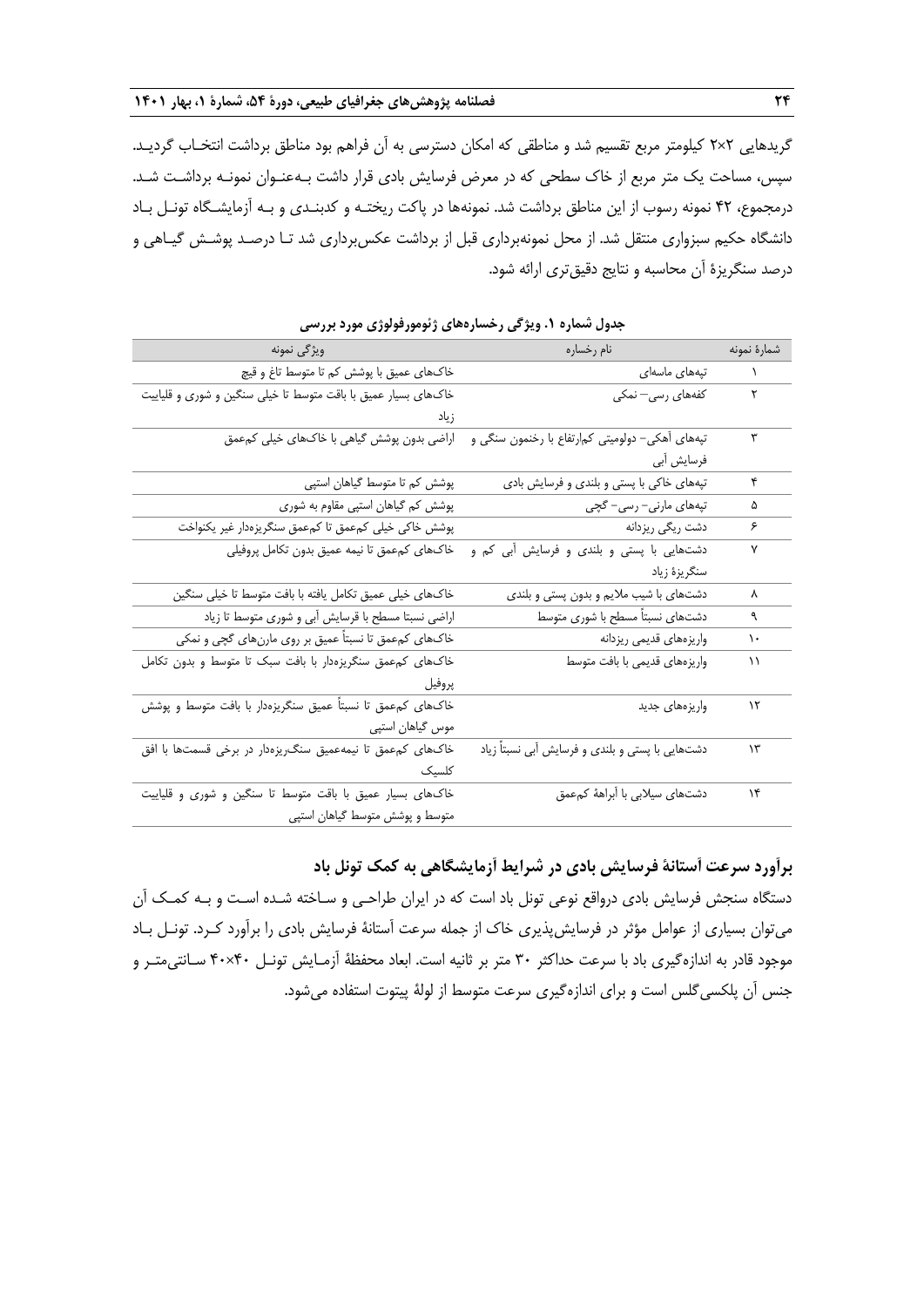گریدهایی ۲×۲ کیلومتر مربع تقسیم شد و مناطقی که امکان دسترسی به آن فراهم بود مناطق برداشت انتخاب گردید. سپس، مساحت یک متر مربع از خاک سطحی که در معرض فرسایش بادی قرار داشت به‌عنوان نمونه برداشت شد. درمجموع، ۴۲ نمونه رسوب از این مناطق برداشت شد. نمونه‌ها در پاکت ریخته و کدبندی و به آزمایشگاه تونل باد دانشگاه حکیم سبزواری منتقل شد. از محل نمونه‌برداری قبل از برداشت عکس‌برداری شد تا درصد پوشش گیاهی و درصد سنگریزهٔ آن محاسبه و نتایج دقیق‌تری ارائه شود.

**جدول شماره ۱. ویژگی رخساره‌های ژئومورفولوژی مورد بررسی**

| شمارهٔ نمونه | نام رخساره | ویژگی نمونه |
|---|---|---|
| ۱ | تپه‌های ماسه‌ای | خاک‌های عمیق با پوشش کم تا متوسط تاغ و قیچ |
| ۲ | کفه‌های رسی– نمکی | خاک‌های بسیار عمیق با بافت متوسط تا خیلی سنگین و شوری و قلیاییت زیاد |
| ۳ | تپه‌های آهکی– دولومیتی کم‌ارتفاع با رخنمون سنگی و فرسایش آبی | اراضی بدون پوشش گیاهی با خاک‌های خیلی کم‌عمق |
| ۴ | تپه‌های خاکی با پستی و بلندی و فرسایش بادی | پوشش کم تا متوسط گیاهان استپی |
| ۵ | تپه‌های مارنی– رسی– گچی | پوشش کم گیاهان استپی مقاوم به شوری |
| ۶ | دشت ریگی ریزدانه | پوشش خاکی خیلی کم‌عمق تا کم‌عمق سنگریزه‌دار غیر یکنواخت |
| ۷ | دشت‌هایی با پستی و بلندی و فرسایش آبی کم و سنگریزهٔ زیاد | خاک‌های کم‌عمق تا نیمه عمیق بدون تکامل پروفیلی |
| ۸ | دشت‌های با شیب ملایم و بدون پستی و بلندی | خاک‌های خیلی عمیق تکامل یافته با بافت متوسط تا خیلی سنگین |
| ۹ | دشت‌های نسبتاً مسطح با شوری متوسط | اراضی نسبتا مسطح با فرسایش آبی و شوری متوسط تا زیاد |
| ۱۰ | واریزه‌های قدیمی ریزدانه | خاک‌های کم‌عمق تا نسبتاً عمیق بر روی مارن‌های گچی و نمکی |
| ۱۱ | واریزه‌های قدیمی با بافت متوسط | خاک‌های کم‌عمق سنگریزه‌دار با بافت سبک تا متوسط و بدون تکامل پروفیل |
| ۱۲ | واریزه‌های جدید | خاک‌های کم‌عمق تا نسبتاً عمیق سنگریزه‌دار با بافت متوسط و پوشش موس گیاهان استپی |
| ۱۳ | دشت‌هایی با پستی و بلندی و فرسایش آبی نسبتاً زیاد | خاک‌های کم‌عمق تا نیمه‌عمیق سنگریزه‌دار در برخی قسمت‌ها با افق کلسیک |
| ۱۴ | دشت‌های سیلابی با آبراههٔ کم‌عمق | خاک‌های بسیار عمیق با بافت متوسط تا سنگین و شوری و قلیاییت متوسط و پوشش متوسط گیاهان استپی |

## برآورد سرعت آستانهٔ فرسایش بادی در شرایط آزمایشگاهی به کمک تونل باد

دستگاه سنجش فرسایش بادی درواقع نوعی تونل باد است که در ایران طراحی و ساخته شده است و به کمک آن می‌توان بسیاری از عوامل مؤثر در فرسایش‌پذیری خاک از جمله سرعت آستانهٔ فرسایش بادی را برآورد کرد. تونل باد موجود قادر به اندازه‌گیری باد با سرعت حداکثر ۳۰ متر بر ثانیه است. ابعاد محفظهٔ آزمایش تونل ۴۰×۴۰ سانتی‌متر و جنس آن پلکسی‌گلس است و برای اندازه‌گیری سرعت متوسط از لولهٔ پیتوت استفاده می‌شود.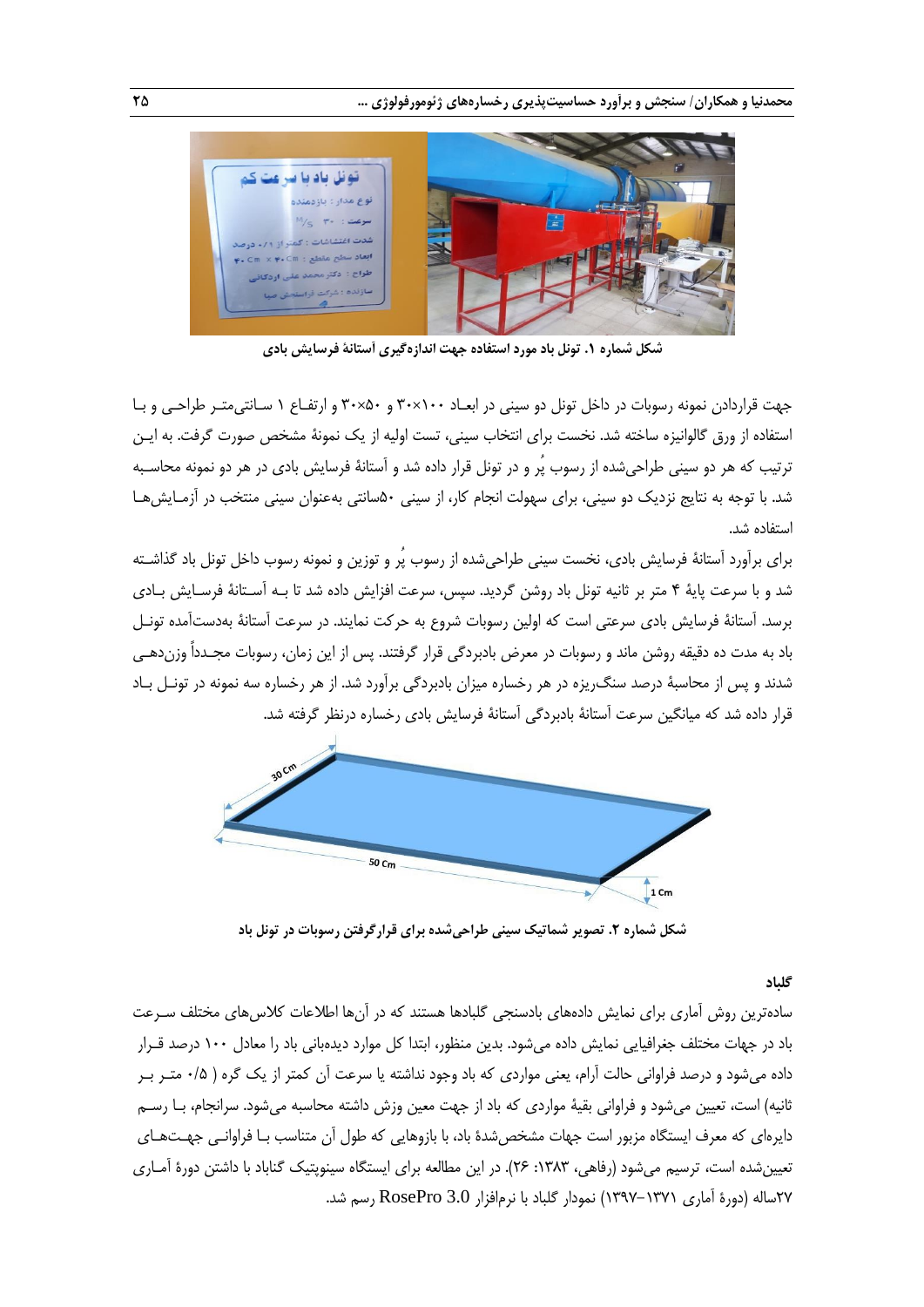شکل شماره ۱. تونل باد مورد استفاده جهت اندازه‌گیری آستانهٔ فرسایش بادی

جهت قراردادن نمونه رسوبات در داخل تونل دو سینی در ابعاد ۱۰۰×۳۰ و ۵۰×۳۰ و ارتفاع ۱ سانتی‌متر طراحی و با استفاده از ورق گالوانیزه ساخته شد. نخست برای انتخاب سینی، تست اولیه از یک نمونهٔ مشخص صورت گرفت. به این ترتیب که هر دو سینی طراحی‌شده از رسوب پُر و در تونل قرار داده شد و آستانهٔ فرسایش بادی در هر دو نمونه محاسبه شد. با توجه به نتایج نزدیک دو سینی، برای سهولت انجام کار، از سینی ۵۰سانتی به‌عنوان سینی منتخب در آزمایش‌ها استفاده شد.

برای برآورد آستانهٔ فرسایش بادی، نخست سینی طراحی‌شده از رسوب پُر و توزین و نمونه رسوب داخل تونل باد گذاشته شد و با سرعت پایهٔ ۴ متر بر ثانیه تونل باد روشن گردید. سپس، سرعت افزایش داده شد تا به آستانهٔ فرسایش بادی برسد. آستانهٔ فرسایش بادی سرعتی است که اولین رسوبات شروع به حرکت نمایند. در سرعت آستانهٔ به‌دست‌آمده تونل باد به مدت ده دقیقه روشن ماند و رسوبات در معرض بادبردگی قرار گرفتند. پس از این زمان، رسوبات مجدداً وزن‌دهی شدند و پس از محاسبهٔ درصد سنگ‌ریزه در هر رخساره میزان بادبردگی برآورد شد. از هر رخساره سه نمونه در تونل باد قرار داده شد که میانگین سرعت آستانهٔ بادبردگی آستانهٔ فرسایش بادی رخساره درنظر گرفته شد.

شکل شماره ۲. تصویر شماتیک سینی طراحی‌شده برای قرارگرفتن رسوبات در تونل باد

**گلباد**

ساده‌ترین روش آماری برای نمایش داده‌های بادسنجی گلبادها هستند که در آن‌ها اطلاعات کلاس‌های مختلف سرعت باد در جهات مختلف جغرافیایی نمایش داده می‌شود. بدین منظور، ابتدا کل موارد دیده‌بانی باد را معادل ۱۰۰ درصد قرار داده می‌شود و درصد فراوانی حالت آرام، یعنی مواردی که باد وجود نداشته یا سرعت آن کمتر از یک گره ( ۰/۵ متر بر ثانیه) است، تعیین می‌شود و فراوانی بقیهٔ مواردی که باد از جهت معین وزش داشته محاسبه می‌شود. سرانجام، با رسم دایره‌ای که معرف ایستگاه مزبور است جهات مشخص‌شدهٔ باد، با بازوهایی که طول آن متناسب با فراوانی جهت‌های تعیین‌شده است، ترسیم می‌شود (رفاهی، ۱۳۸۳: ۲۶). در این مطالعه برای ایستگاه سینوپتیک گناباد با داشتن دورهٔ آماری ۲۷ساله (دورهٔ آماری ۱۳۷۱–۱۳۹۷) نمودار گلباد با نرم‌افزار RosePro 3.0 رسم شد.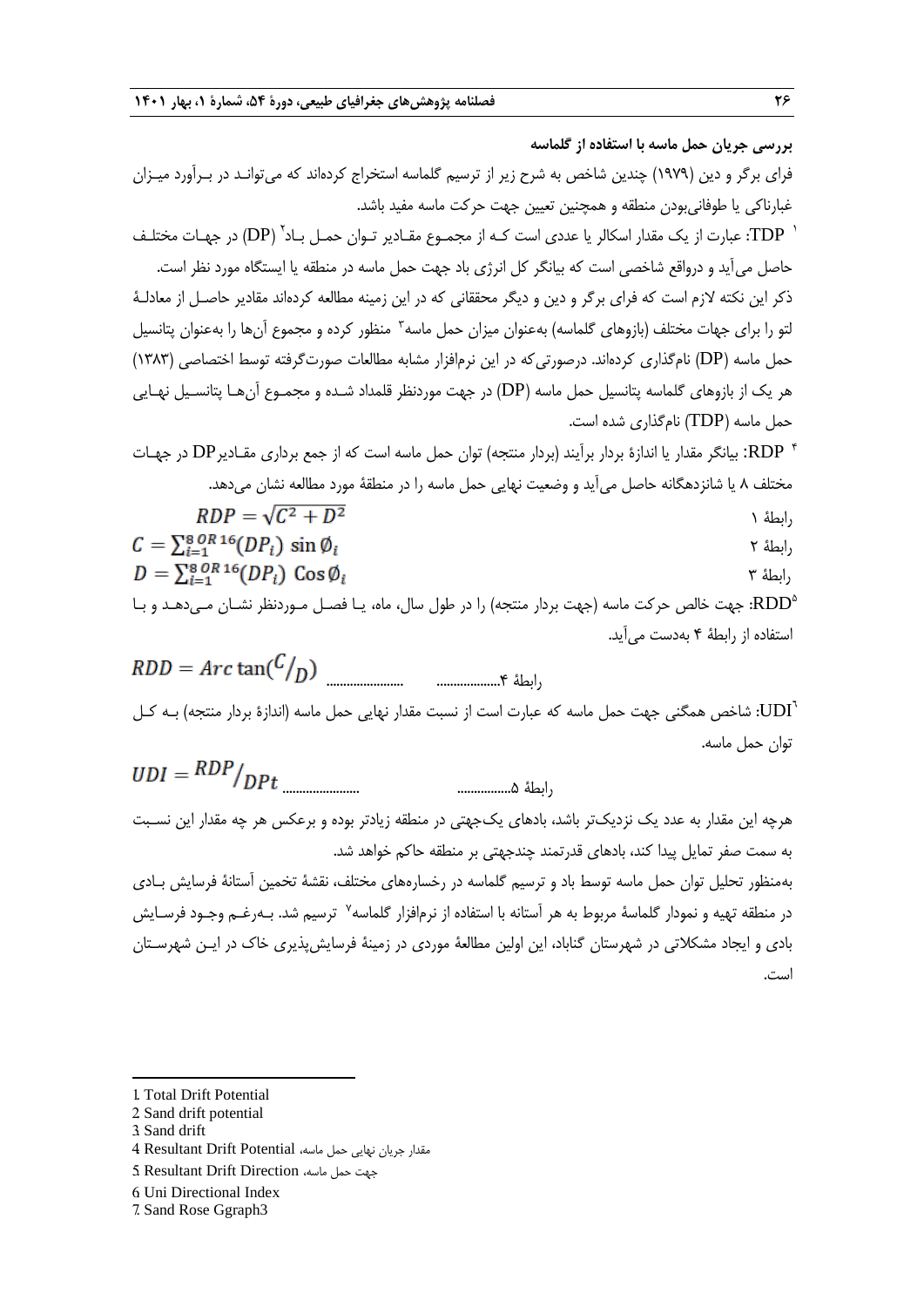**بررسی جریان حمل ماسه با استفاده از گلماسه**

فرای برگر و دین (۱۹۷۹) چندین شاخص به شرح زیر از ترسیم گلماسه استخراج کرده‌اند که می‌توانند در برآورد میزان غبارناکی یا طوفانی‌بودن منطقه و همچنین تعیین جهت حرکت ماسه مفید باشد.

TDP[1]: عبارت از یک مقدار اسکالر یا عددی است که از مجموع مقادیر توان حمل باد[2] (DP) در جهات مختلف حاصل می‌آید و درواقع شاخصی است که بیانگر کل انرژی باد جهت حمل ماسه در منطقه یا ایستگاه مورد نظر است.

ذکر این نکته لازم است که فرای برگر و دین و دیگر محققانی که در این زمینه مطالعه کرده‌اند مقادیر حاصل از معادلهٔ لتو را برای جهات مختلف (بازوهای گلماسه) به‌عنوان میزان حمل ماسه[3] منظور کرده و مجموع آن‌ها را به‌عنوان پتانسیل حمل ماسه (DP) نام‌گذاری کرده‌اند. درصورتی‌که در این نرم‌افزار مشابه مطالعات صورت‌گرفته توسط اختصاصی (۱۳۸۳) هر یک از بازوهای گلماسه پتانسیل حمل ماسه (DP) در جهت موردنظر قلمداد شده و مجموع آن‌ها پتانسیل نهایی حمل ماسه (TDP) نام‌گذاری شده است.

RDP[4]: بیانگر مقدار یا اندازهٔ بردار برآیند (بردار منتجه) توان حمل ماسه است که از جمع برداری مقادیر DP در جهات مختلف ۸ یا شانزدهگانه حاصل می‌آید و وضعیت نهایی حمل ماسه را در منطقهٔ مورد مطالعه نشان می‌دهد.

$$RDP = \sqrt{C^2 + D^2}$$ رابطهٔ ۱

$$C = \sum_{i=1}^{8\ OR\ 16}(DP_i)\ \sin \emptyset_i$$ رابطهٔ ۲

$$D = \sum_{i=1}^{8\ OR\ 16}(DP_i)\ \mathrm{Cos}\, \emptyset_i$$ رابطهٔ ۳

RDD[5]: جهت خالص حرکت ماسه (جهت بردار منتجه) را در طول سال، ماه، یا فصل موردنظر نشان می‌دهد و با استفاده از رابطهٔ ۴ به‌دست می‌آید.

$$RDD = Arc\tan(C/_D)$$ ...................... ..................رابطهٔ ۴

UDI[6]: شاخص همگنی جهت حمل ماسه که عبارت است از نسبت مقدار نهایی حمل ماسه (اندازهٔ بردار منتجه) به کل توان حمل ماسه.

$$UDI = {}^{RDP}/_{DPt}$$ ...................... ................رابطهٔ ۵

هرچه این مقدار به عدد یک نزدیک‌تر باشد، بادهای یک‌جهتی در منطقه زیادتر بوده و برعکس هر چه مقدار این نسبت به سمت صفر تمایل پیدا کند، بادهای قدرتمند چندجهتی بر منطقه حاکم خواهد شد.

به‌منظور تحلیل توان حمل ماسه توسط باد و ترسیم گلماسه در رخساره‌های مختلف، نقشهٔ تخمین آستانهٔ فرسایش بادی در منطقه تهیه و نمودار گلماسهٔ مربوط به هر آستانه با استفاده از نرم‌افزار گلماسه[7] ترسیم شد. به‌رغم وجود فرسایش بادی و ایجاد مشکلاتی در شهرستان گناباد، این اولین مطالعهٔ موردی در زمینهٔ فرسایش‌پذیری خاک در این شهرستان است.

---

1. Total Drift Potential
2. Sand drift potential
3. Sand drift
4. Resultant Drift Potential ،مقدار جریان نهایی حمل ماسه
5. Resultant Drift Direction ،جهت حمل ماسه
6. Uni Directional Index
7. Sand Rose Ggraph3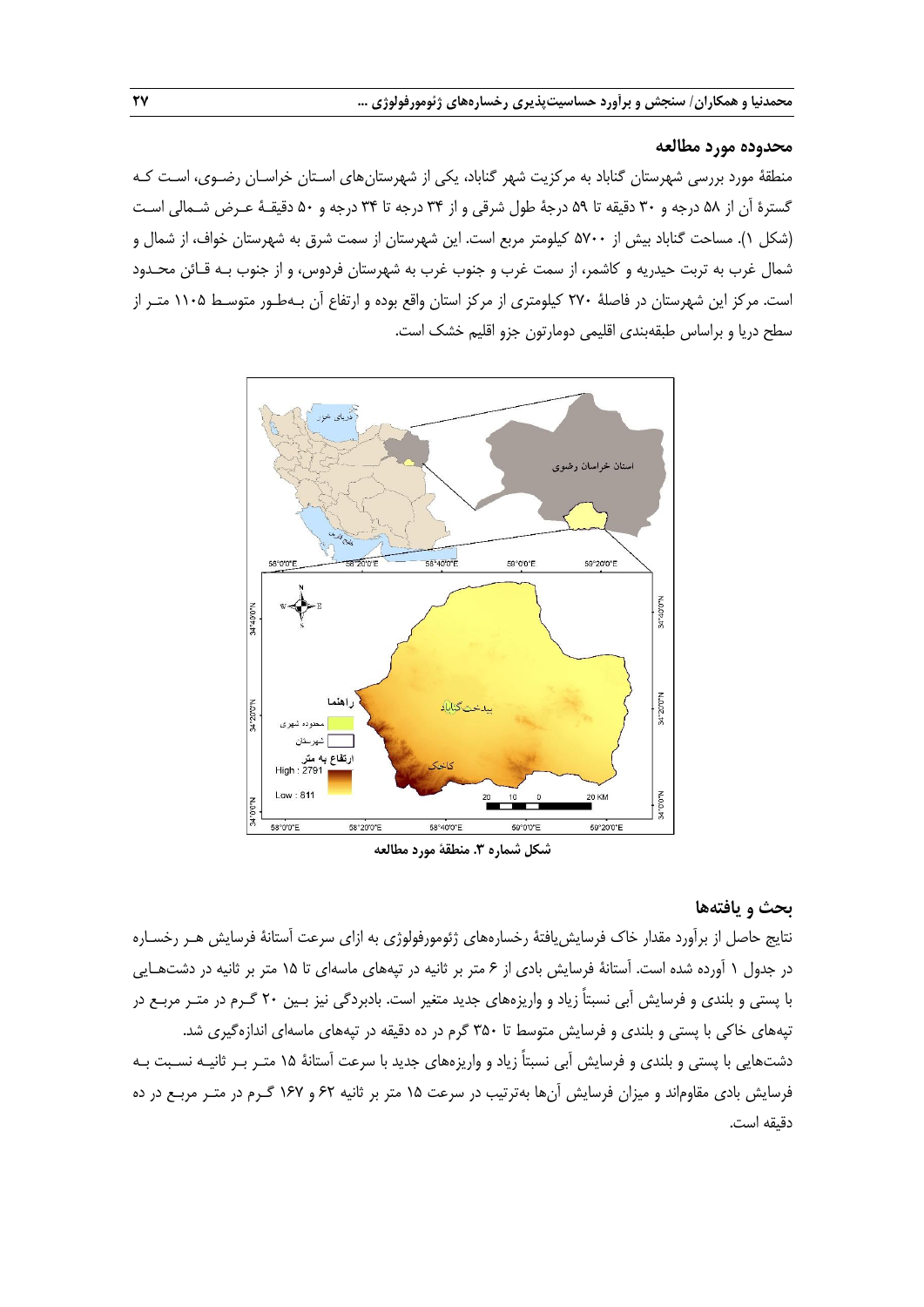### محدوده مورد مطالعه

منطقهٔ مورد بررسی شهرستان گناباد به مرکزیت شهر گناباد، یکی از شهرستان‌های استان خراسان رضوی، است که گسترهٔ آن از ۵۸ درجه و ۳۰ دقیقه تا ۵۹ درجهٔ طول شرقی و از ۳۴ درجه تا ۳۴ درجه و ۵۰ دقیقهٔ عرض شمالی است (شکل ۱). مساحت گناباد بیش از ۵۷۰۰ کیلومتر مربع است. این شهرستان از سمت شرق به شهرستان خواف، از شمال و شمال غرب به تربت حیدریه و کاشمر، از سمت غرب و جنوب غرب به شهرستان فردوس، و از جنوب به قائن محدود است. مرکز این شهرستان در فاصلهٔ ۲۷۰ کیلومتری از مرکز استان واقع بوده و ارتفاع آن به‌طور متوسط ۱۱۰۵ متر از سطح دریا و براساس طبقه‌بندی اقلیمی دومارتون جزو اقلیم خشک است.

شکل شماره ۳. منطقهٔ مورد مطالعه

### بحث و یافته‌ها

نتایج حاصل از برآورد مقدار خاک فرسایش‌یافتهٔ رخساره‌های ژئومورفولوژی به ازای سرعت آستانهٔ فرسایش هر رخساره در جدول ۱ آورده شده است. آستانهٔ فرسایش بادی از ۶ متر بر ثانیه در تپه‌های ماسه‌ای تا ۱۵ متر بر ثانیه در دشت‌هایی با پستی و بلندی و فرسایش آبی نسبتاً زیاد و واریزه‌های جدید متغیر است. بادبردگی نیز بین ۲۰ گرم در متر مربع در تپه‌های خاکی با پستی و بلندی و فرسایش متوسط تا ۳۵۰ گرم در ده دقیقه در تپه‌های ماسه‌ای اندازه‌گیری شد. دشت‌هایی با پستی و بلندی و فرسایش آبی نسبتاً زیاد و واریزه‌های جدید با سرعت آستانهٔ ۱۵ متر بر ثانیه نسبت به فرسایش بادی مقاوم‌اند و میزان فرسایش آن‌ها به‌ترتیب در سرعت ۱۵ متر بر ثانیه ۶۲ و ۱۶۷ گرم در متر مربع در ده دقیقه است.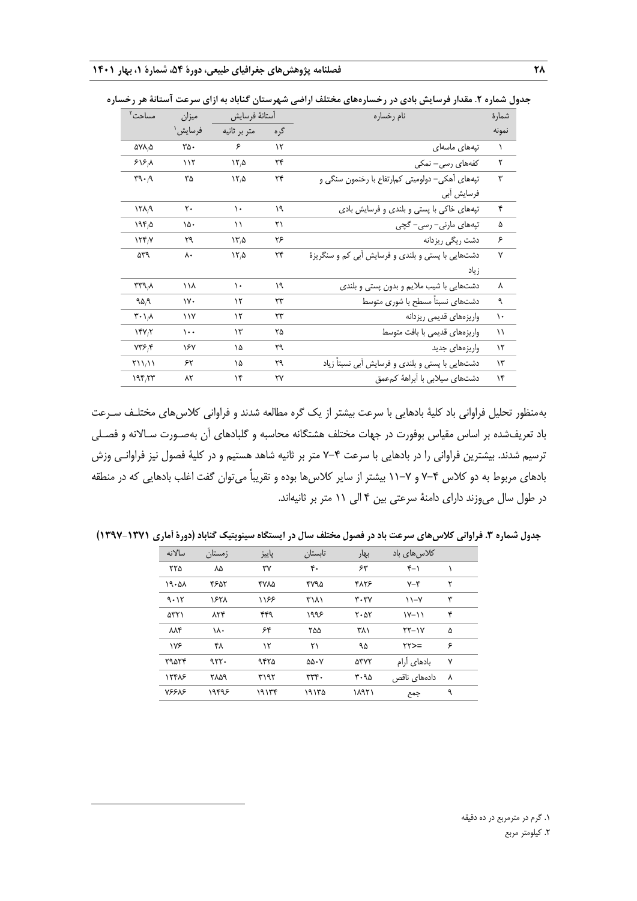جدول شماره ۲. مقدار فرسایش بادی در رخساره‌های مختلف اراضی شهرستان گناباد به ازای سرعت آستانهٔ هر رخساره

| شمارهٔ نمونه | نام رخساره | آستانهٔ فرسایش | | میزان فرسایش[1] | مساحت[2] |
|---|---|---|---|---|---|
| | | گره | متر بر ثانیه | | |
| ۱ | تپه‌های ماسه‌ای | ۱۲ | ۶ | ۳۵۰ | ۵۷۸/۵ |
| ۲ | کفه‌های رسی- نمکی | ۲۴ | ۱۲/۵ | ۱۱۲ | ۶۱۶/۸ |
| ۳ | تپه‌های آهکی- دولومیتی کم‌ارتفاع با رخنمون سنگی و فرسایش آبی | ۲۴ | ۱۲/۵ | ۳۵ | ۳۹۰/۹ |
| ۴ | تپه‌های خاکی با پستی و بلندی و فرسایش بادی | ۱۹ | ۱۰ | ۲۰ | ۱۲۸/۹ |
| ۵ | تپه‌های مارنی- رسی- گچی | ۲۱ | ۱۱ | ۱۵۰ | ۱۹۴/۵ |
| ۶ | دشت ریگی ریزدانه | ۲۶ | ۱۳/۵ | ۲۹ | ۱۲۴/۷ |
| ۷ | دشت‌هایی با پستی و بلندی و فرسایش آبی کم و سنگریزهٔ زیاد | ۲۴ | ۱۲/۵ | ۸۰ | ۵۳۹ |
| ۸ | دشت‌هایی با شیب ملایم و بدون پستی و بلندی | ۱۹ | ۱۰ | ۱۱۸ | ۳۳۹/۸ |
| ۹ | دشت‌های نسبتاً مسطح با شوری متوسط | ۲۳ | ۱۲ | ۱۷۰ | ۹۵/۹ |
| ۱۰ | واریزه‌های قدیمی ریزدانه | ۲۳ | ۱۲ | ۱۱۷ | ۳۰۱/۸ |
| ۱۱ | واریزه‌های قدیمی با بافت متوسط | ۲۵ | ۱۳ | ۱۰۰ | ۱۴۷/۲ |
| ۱۲ | واریزه‌های جدید | ۲۹ | ۱۵ | ۱۶۷ | ۷۳۶/۴ |
| ۱۳ | دشت‌هایی با پستی و بلندی و فرسایش آبی نسبتاً زیاد | ۲۹ | ۱۵ | ۶۲ | ۲۱۱/۱۱ |
| ۱۴ | دشت‌های سیلابی با آبراههٔ کم‌عمق | ۲۷ | ۱۴ | ۸۲ | ۱۹۴/۲۳ |

به‌منظور تحلیل فراوانی باد کلیهٔ بادهایی با سرعت بیشتر از یک گره مطالعه شدند و فراوانی کلاس‌های مختلف سرعت باد تعریف‌شده بر اساس مقیاس بوفورت در جهات مختلف هشتگانه محاسبه و گلبادهای آن به‌صورت سالانه و فصلی ترسیم شدند. بیشترین فراوانی را در بادهایی با سرعت ۴-۷ متر بر ثانیه شاهد هستیم و در کلیهٔ فصول نیز فراوانی وزش بادهای مربوط به دو کلاس ۴-۷ و ۷-۱۱ بیشتر از سایر کلاس‌ها بوده و تقریباً می‌توان گفت اغلب بادهایی که در منطقه در طول سال می‌وزند دارای دامنهٔ سرعتی بین ۴ الی ۱۱ متر بر ثانیه‌اند.

جدول شماره ۳. فراوانی کلاس‌های سرعت باد در فصول مختلف سال در ایستگاه سینوپتیک گناباد (دورهٔ آماری ۱۳۷۱-۱۳۹۷)

| | کلاس‌های باد | بهار | تابستان | پاییز | زمستان | سالانه |
|---|---|---|---|---|---|---|
| ۱ | ۱-۴ | ۶۳ | ۴۰ | ۳۷ | ۸۵ | ۲۲۵ |
| ۲ | ۴-۷ | ۴۸۲۶ | ۴۷۹۵ | ۴۷۸۵ | ۴۶۵۲ | ۱۹۰۵۸ |
| ۳ | ۷-۱۱ | ۳۰۳۷ | ۳۱۸۱ | ۱۱۶۶ | ۱۶۲۸ | ۹۰۱۲ |
| ۴ | ۱۱-۱۷ | ۲۰۵۲ | ۱۹۹۶ | ۴۴۹ | ۸۲۴ | ۵۳۲۱ |
| ۵ | ۱۷-۲۲ | ۳۸۱ | ۲۵۵ | ۶۴ | ۱۸۰ | ۸۸۴ |
| ۶ | =>۲۲ | ۹۵ | ۲۱ | ۱۲ | ۴۸ | ۱۷۶ |
| ۷ | بادهای آرام | ۵۳۷۲ | ۵۵۰۷ | ۹۴۲۵ | ۹۲۲۰ | ۲۹۵۲۴ |
| ۸ | داده‌های ناقص | ۳۰۹۵ | ۳۳۴۰ | ۳۱۹۲ | ۲۸۵۹ | ۱۲۴۸۶ |
| ۹ | جمع | ۱۸۹۲۱ | ۱۹۱۳۵ | ۱۹۱۳۴ | ۱۹۴۹۶ | ۷۶۶۸۶ |

---

۱. گرم در مترمربع در ده دقیقه

۲. کیلومتر مربع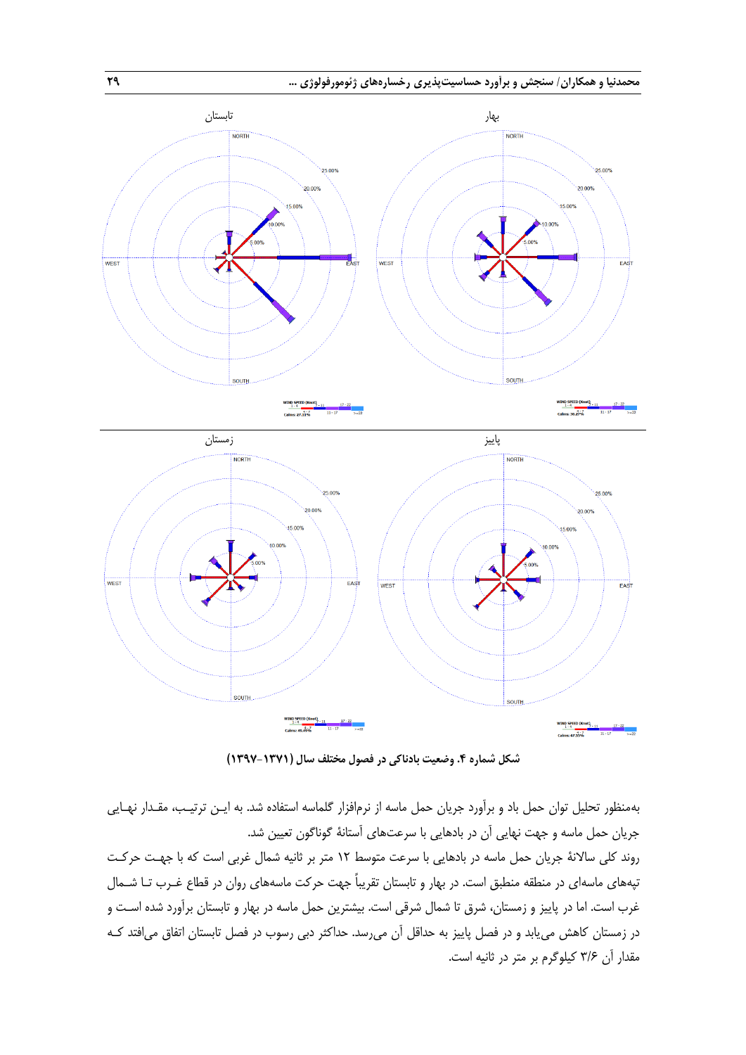شکل شماره ۴. وضعیت بادناکی در فصول مختلف سال (۱۳۷۱-۱۳۹۷)

به‌منظور تحلیل توان حمل باد و برآورد جریان حمل ماسه از نرم‌افزار گلماسه استفاده شد. به این ترتیب، مقدار نهایی جریان حمل ماسه و جهت نهایی آن در بادهایی با سرعت‌های آستانهٔ گوناگون تعیین شد.

روند کلی سالانهٔ جریان حمل ماسه در بادهایی با سرعت متوسط ۱۲ متر بر ثانیه شمال غربی است که با جهت حرکت تپه‌های ماسه‌ای در منطقه منطبق است. در بهار و تابستان تقریباً جهت حرکت ماسه‌های روان در قطاع غرب تا شمال غرب است. اما در پاییز و زمستان، شرق تا شمال شرقی است. بیشترین حمل ماسه در بهار و تابستان برآورد شده است و در زمستان کاهش می‌یابد و در فصل پاییز به حداقل آن می‌رسد. حداکثر دبی رسوب در فصل تابستان اتفاق می‌افتد که مقدار آن ۳/۶ کیلوگرم بر متر در ثانیه است.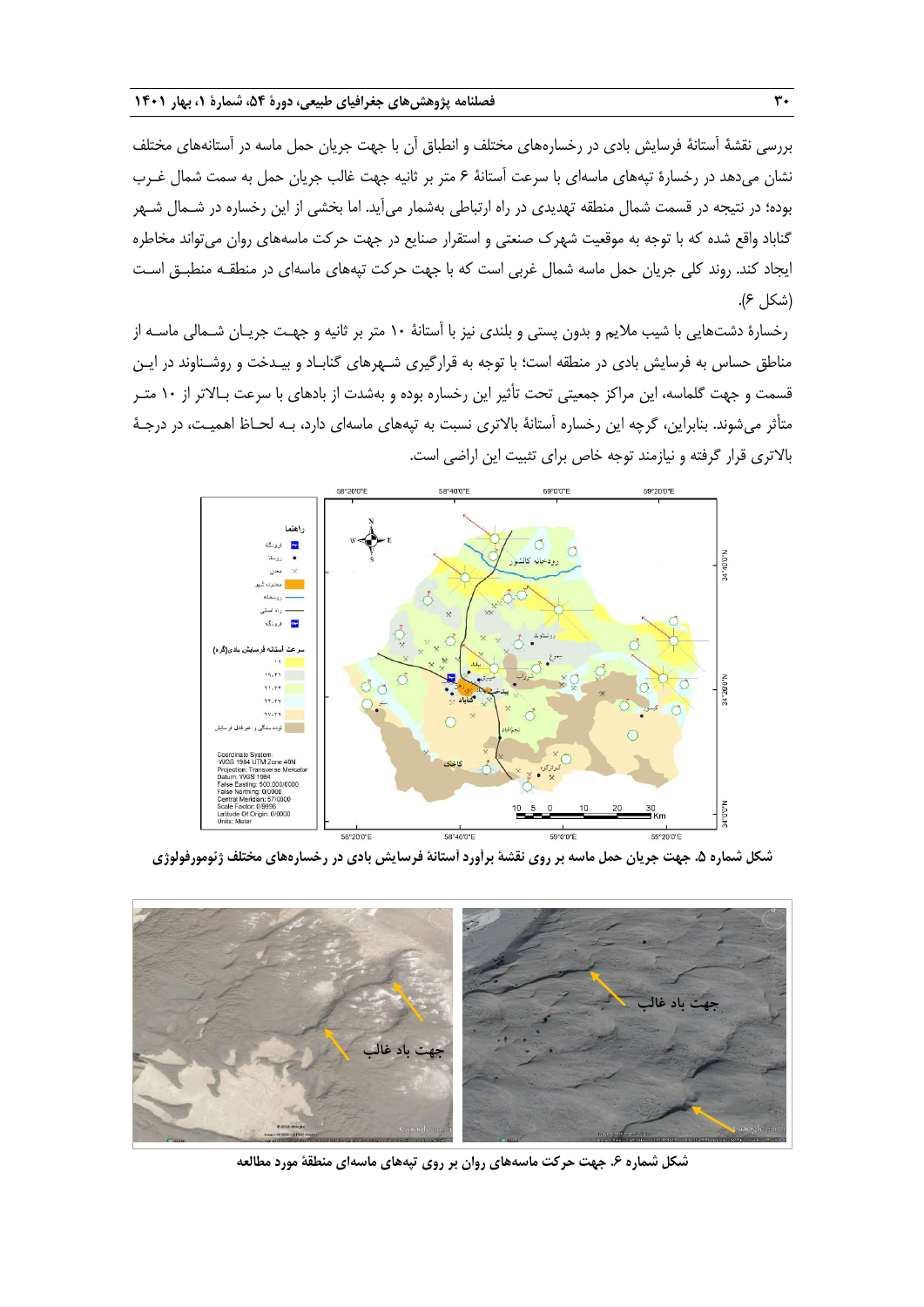بررسی نقشهٔ آستانهٔ فرسایش بادی در رخساره‌های مختلف و انطباق آن با جهت جریان حمل ماسه در آستانه‌های مختلف نشان می‌دهد در رخسارهٔ تپه‌های ماسه‌ای با سرعت آستانهٔ ۶ متر بر ثانیه جهت غالب جریان حمل به سمت شمال غـرب بوده؛ در نتیجه در قسمت شمال منطقه تهدیدی در راه ارتباطی به‌شمار می‌آید. اما بخشی از این رخساره در شـمال شـهر گناباد واقع شده که با توجه به موقعیت شهرک صنعتی و استقرار صنایع در جهت حرکت ماسه‌های روان می‌تواند مخاطره ایجاد کند. روند کلی جریان حمل ماسه شمال غربی است که با جهت حرکت تپه‌های ماسه‌ای در منطقـه منطبـق اسـت (شکل ۶).

رخسارهٔ دشت‌هایی با شیب ملایم و بدون پستی و بلندی نیز با آستانهٔ ۱۰ متر بر ثانیه و جهـت جریـان شـمالی ماسـه از مناطق حساس به فرسایش بادی در منطقه است؛ با توجه به قرارگیری شـهرهای گنابـاد و بیـدخت و روشـناوند در ایـن قسمت و جهت گلماسه، این مراکز جمعیتی تحت تأثیر این رخساره بوده و به‌شدت از بادهای با سرعت بـالاتر از ۱۰ متـر متأثر می‌شوند. بنابراین، گرچه این رخساره آستانهٔ بالاتری نسبت به تپه‌های ماسه‌ای دارد، بـه لحـاظ اهمیـت، در درجـهٔ بالاتری قرار گرفته و نیازمند توجه خاص برای تثبیت این اراضی است.

**شکل شماره ۵. جهت جریان حمل ماسه بر روی نقشهٔ برآورد آستانهٔ فرسایش بادی در رخساره‌های مختلف ژئومورفولوژی**

**شکل شماره ۶. جهت حرکت ماسه‌های روان بر روی تپه‌های ماسه‌ای منطقهٔ مورد مطالعه**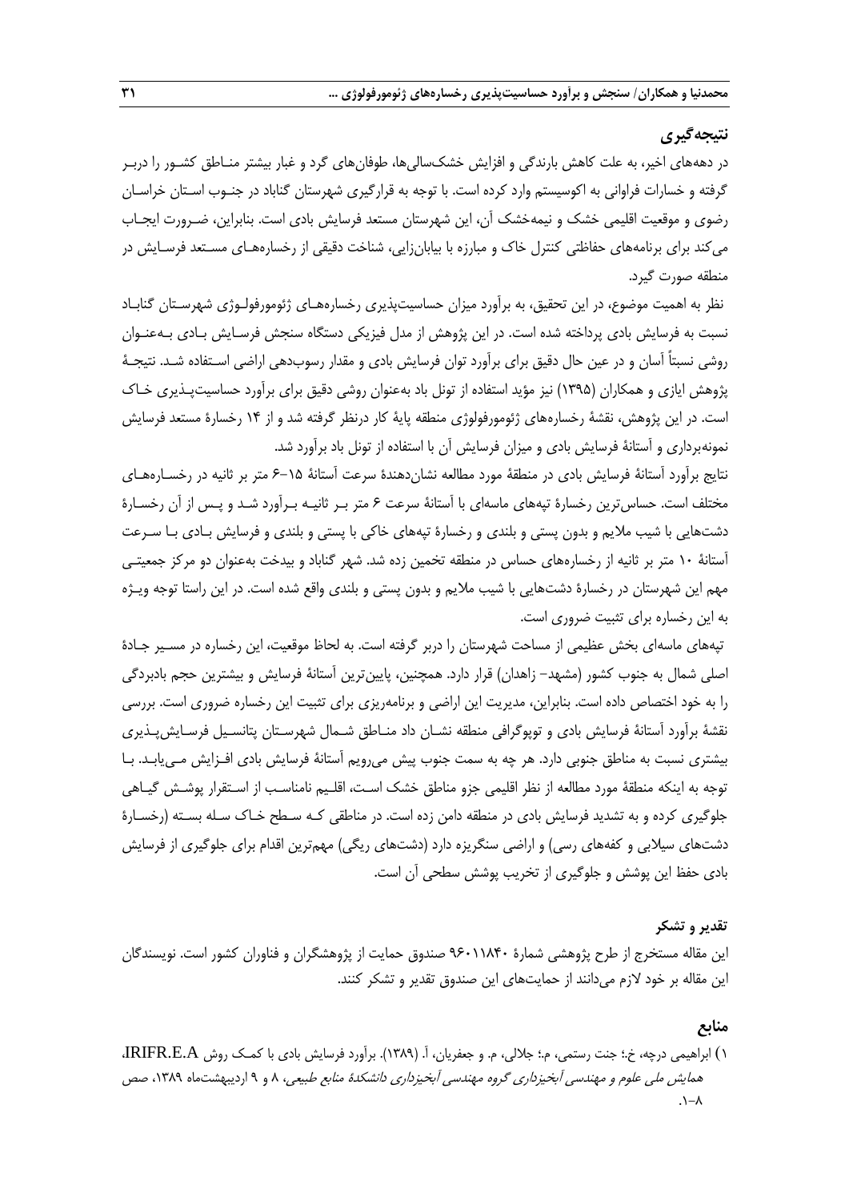## نتیجه‌گیری

در دهه‌های اخیر، به علت کاهش بارندگی و افزایش خشک‌سالی‌ها، طوفان‌های گرد و غبار بیشتر منـاطق کشـور را دربـر گرفته و خسارات فراوانی به اکوسیستم وارد کرده است. با توجه به قرارگیری شهرستان گناباد در جنـوب اسـتان خراسـان رضوی و موقعیت اقلیمی خشک و نیمه‌خشک آن، این شهرستان مستعد فرسایش بادی است. بنابراین، ضـرورت ایجـاب می‌کند برای برنامه‌های حفاظتی کنترل خاک و مبارزه با بیابان‌زایی، شناخت دقیقی از رخساره‌هـای مسـتعد فرسـایش در منطقه صورت گیرد.

نظر به اهمیت موضوع، در این تحقیق، به برآورد میزان حساسیت‌پذیری رخساره‌هـای ژئومورفولـوژی شهرسـتان گنابـاد نسبت به فرسایش بادی پرداخته شده است. در این پژوهش از مدل فیزیکی دستگاه سنجش فرسـایش بـادی بـه‌عنـوان روشی نسبتاً آسان و در عین حال دقیق برای برآورد توان فرسایش بادی و مقدار رسوب‌دهی اراضی اسـتفاده شـد. نتیجـهٔ پژوهش ایازی و همکاران (۱۳۹۵) نیز مؤید استفاده از تونل باد به‌عنوان روشی دقیق برای برآورد حساسیت‌پـذیری خـاک است. در این پژوهش، نقشهٔ رخساره‌های ژئومورفولوژی منطقه پایهٔ کار درنظر گرفته شد و از ۱۴ رخسارهٔ مستعد فرسایش نمونه‌برداری و آستانهٔ فرسایش بادی و میزان فرسایش آن با استفاده از تونل باد برآورد شد.

نتایج برآورد آستانهٔ فرسایش بادی در منطقهٔ مورد مطالعه نشان‌دهندهٔ سرعت آستانهٔ ۱۵-۶ متر بر ثانیه در رخسـاره‌هـای مختلف است. حساس‌ترین رخسارهٔ تپه‌های ماسه‌ای با آستانهٔ سرعت ۶ متر بـر ثانیـه بـرآورد شـد و پـس از آن رخسـارهٔ دشت‌هایی با شیب ملایم و بدون پستی و بلندی و رخسارهٔ تپه‌های خاکی با پستی و بلندی و فرسایش بـادی بـا سـرعت آستانهٔ ۱۰ متر بر ثانیه از رخساره‌های حساس در منطقه تخمین زده شد. شهر گناباد و بیدخت به‌عنوان دو مرکز جمعیتـی مهم این شهرستان در رخسارهٔ دشت‌هایی با شیب ملایم و بدون پستی و بلندی واقع شده است. در این راستا توجه ویـژه به این رخساره برای تثبیت ضروری است.

تپه‌های ماسه‌ای بخش عظیمی از مساحت شهرستان را دربر گرفته است. به لحاظ موقعیت، این رخساره در مسـیر جـادهٔ اصلی شمال به جنوب کشور (مشهد- زاهدان) قرار دارد. همچنین، پایین‌ترین آستانهٔ فرسایش و بیشترین حجم بادبردگی را به خود اختصاص داده است. بنابراین، مدیریت این اراضی و برنامه‌ریزی برای تثبیت این رخساره ضروری است. بررسی نقشهٔ برآورد آستانهٔ فرسایش بادی و توپوگرافی منطقه نشـان داد منـاطق شـمال شهرسـتان پتانسـیل فرسـایش‌پـذیری بیشتری نسبت به مناطق جنوبی دارد. هر چه به سمت جنوب پیش می‌رویم آستانهٔ فرسایش بادی افـزایش مـی‌یابـد. بـا توجه به اینکه منطقهٔ مورد مطالعه از نظر اقلیمی جزو مناطق خشک اسـت، اقلـیم نامناسـب از اسـتقرار پوشـش گیـاهی جلوگیری کرده و به تشدید فرسایش بادی در منطقه دامن زده است. در مناطقی کـه سـطح خـاک سـله بسـته (رخسـارهٔ دشت‌های سیلابی و کفه‌های رسی) و اراضی سنگریزه دارد (دشت‌های ریگی) مهم‌ترین اقدام برای جلوگیری از فرسایش بادی حفظ این پوشش و جلوگیری از تخریب پوشش سطحی آن است.

## تقدیر و تشکر

این مقاله مستخرج از طرح پژوهشی شمارهٔ ۹۶۰۱۱۸۴۰ صندوق حمایت از پژوهشگران و فناوران کشور است. نویسندگان این مقاله بر خود لازم می‌دانند از حمایت‌های این صندوق تقدیر و تشکر کنند.

## منابع

۱) ابراهیمی درچه، خ.؛ جنت رستمی، م.؛ جلالی، م. و جعفریان، آ. (۱۳۸۹). برآورد فرسایش بادی با کمـک روش IRIFR.E.A، *همایش ملی علوم و مهندسی آبخیزداری گروه مهندسی آبخیزداری دانشکدهٔ منابع طبیعی*، ۸ و ۹ اردیبهشت‌ماه ۱۳۸۹، صص ۸-۱.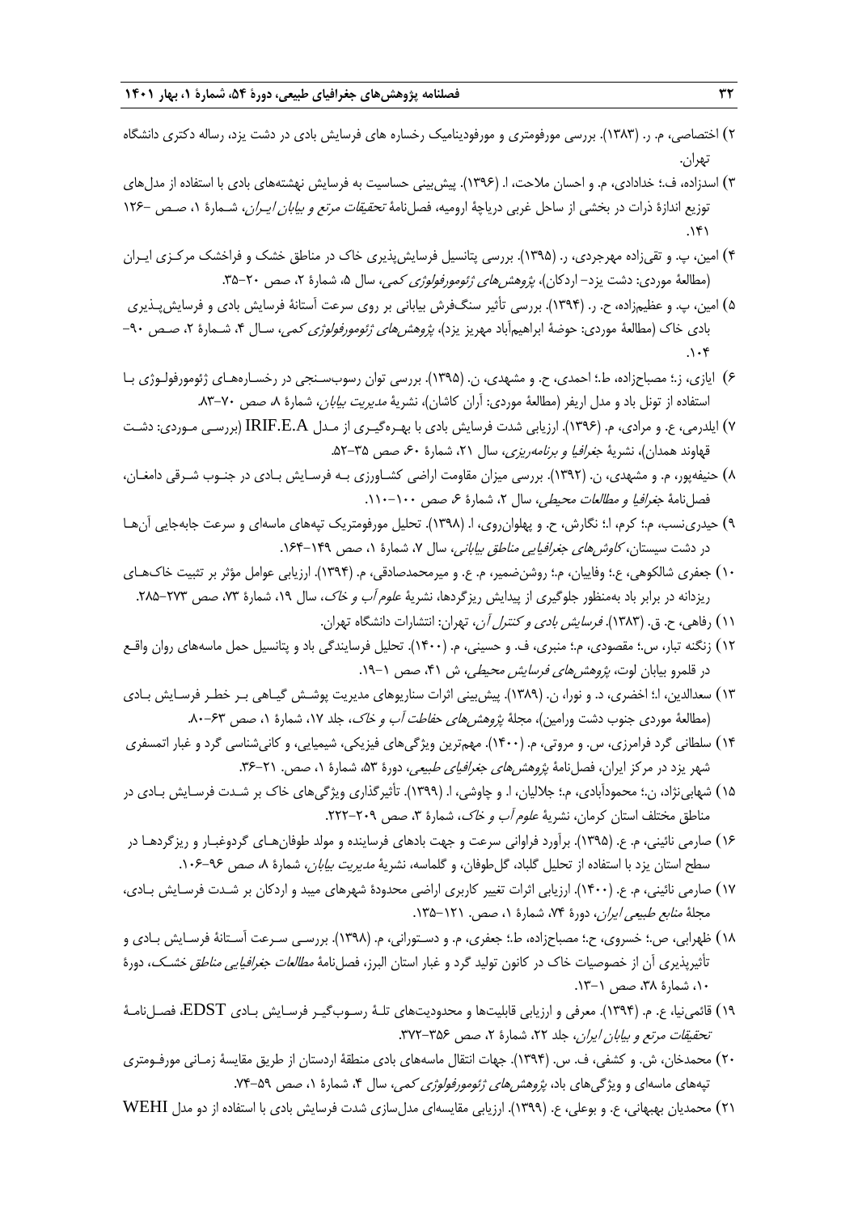۲) اختصاصی، م. ر. (۱۳۸۳). بررسی مورفومتری و مورفودینامیک رخساره های فرسایش بادی در دشت یزد، رساله دکتری دانشگاه تهران.

۳) اسدزاده، ف.؛ خدادادی، م. و احسان ملاحت، ا. (۱۳۹۶). پیش‌بینی حساسیت به فرسایش نهشته‌های بادی با استفاده از مدل‌های توزیع اندازهٔ ذرات در بخشی از ساحل غربی دریاچهٔ ارومیه، فصل‌نامهٔ *تحقیقات مرتع و بیابان ایران*، شمارهٔ ۱، صص ۱۲۶-۱۴۱.

۴) امین، پ. و تقی‌زاده مهرجردی، ر. (۱۳۹۵). بررسی پتانسیل فرسایش‌پذیری خاک در مناطق خشک و فراخشک مرکزی ایران (مطالعهٔ موردی: دشت یزد- اردکان)، *پژوهش‌های ژئومورفولوژی کمی*، سال ۵، شمارهٔ ۲، صص ۲۰-۳۵.

۵) امین، پ. و عظیم‌زاده، ح. ر. (۱۳۹۴). بررسی تأثیر سنگ‌فرش بیابانی بر روی سرعت آستانهٔ فرسایش بادی و فرسایش‌پذیری بادی خاک (مطالعهٔ موردی: حوضهٔ ابراهیم‌آباد مهریز یزد)، *پژوهش‌های ژئومورفولوژی کمی*، سال ۴، شمارهٔ ۲، صص ۹۰-۱۰۴.

۶) ایازی، ز.؛ مصباح‌زاده، ط.؛ احمدی، ح. و مشهدی، ن. (۱۳۹۵). بررسی توان رسوب‌سنجی در رخساره‌های ژئومورفولوژی با استفاده از تونل باد و مدل اریفر (مطالعهٔ موردی: آران کاشان)، نشریهٔ *مدیریت بیابان*، شمارهٔ ۸، صص ۷۰-۸۳.

۷) ایلدرمی، ع. و مرادی، م. (۱۳۹۶). ارزیابی شدت فرسایش بادی با بهره‌گیری از مدل IRIF.E.A (بررسی موردی: دشت قهاوند همدان)، نشریهٔ *جغرافیا و برنامه‌ریزی*، سال ۲۱، شمارهٔ ۶۰، صص ۳۵-۵۲.

۸) حنیفه‌پور، م. و مشهدی، ن. (۱۳۹۲). بررسی میزان مقاومت اراضی کشاورزی به فرسایش بادی در جنوب شرقی دامغان، فصل‌نامهٔ *جغرافیا و مطالعات محیطی*، سال ۲، شمارهٔ ۶، صص ۱۰۰-۱۱۰.

۹) حیدری‌نسب، م.؛ کرم، ا.؛ نگارش، ح. و پهلوان‌روی، ا. (۱۳۹۸). تحلیل مورفومتریک تپه‌های ماسه‌ای و سرعت جابه‌جایی آن‌ها در دشت سیستان، *کاوش‌های جغرافیایی مناطق بیابانی*، سال ۷، شمارهٔ ۱، صص ۱۴۹-۱۶۴.

۱۰) جعفری شالکوهی، ع.؛ وفاییان، م.؛ روشن‌ضمیر، م. ع. و میرمحمدصادقی، م. (۱۳۹۴). ارزیابی عوامل مؤثر بر تثبیت خاک‌های ریزدانه در برابر باد به‌منظور جلوگیری از پیدایش ریزگردها، نشریهٔ *علوم آب و خاک*، سال ۱۹، شمارهٔ ۷۳، صص ۲۷۳-۲۸۵.

۱۱) رفاهی، ح. ق. (۱۳۸۳). *فرسایش بادی و کنترل آن*، تهران: انتشارات دانشگاه تهران.

۱۲) زنگنه تبار، س.؛ مقصودی، م.؛ منبری، ف. و حسینی، م. (۱۴۰۰). تحلیل فرسایندگی باد و پتانسیل حمل ماسه‌های روان واقع در قلمرو بیابان لوت، *پژوهش‌های فرسایش محیطی*، ش ۴۱، صص ۱-۱۹.

۱۳) سعدالدین، ا.؛ اخضری، د. و نورا، ن. (۱۳۸۹). پیش‌بینی اثرات سناریوهای مدیریت پوشش گیاهی بر خطر فرسایش بادی (مطالعهٔ موردی جنوب دشت ورامین)، مجلهٔ *پژوهش‌های حفاظت آب و خاک*، جلد ۱۷، شمارهٔ ۱، صص ۶۳-۸۰.

۱۴) سلطانی گرد فرامرزی، س. و مروتی، م. (۱۴۰۰). مهم‌ترین ویژگی‌های فیزیکی، شیمیایی، و کانی‌شناسی گرد و غبار اتمسفری شهر یزد در مرکز ایران، فصل‌نامهٔ *پژوهش‌های جغرافیای طبیعی*، دورهٔ ۵۳، شمارهٔ ۱، صص. ۲۱-۳۶.

۱۵) شهابی‌نژاد، ن.؛ محمودآبادی، م.؛ جلالیان، ا. و چاوشی، ا. (۱۳۹۹). تأثیرگذاری ویژگی‌های خاک بر شدت فرسایش بادی در مناطق مختلف استان کرمان، نشریهٔ *علوم آب و خاک*، شمارهٔ ۳، صص ۲۰۹-۲۲۲.

۱۶) صارمی نائینی، م. ع. (۱۳۹۵). برآورد فراوانی سرعت و جهت بادهای فرساینده و مولد طوفان‌های گردوغبار و ریزگردها در سطح استان یزد با استفاده از تحلیل گلباد، گل‌طوفان، و گلماسه، نشریهٔ *مدیریت بیابان*، شمارهٔ ۸، صص ۹۶-۱۰۶.

۱۷) صارمی نائینی، م. ع. (۱۴۰۰). ارزیابی اثرات تغییر کاربری اراضی محدودهٔ شهرهای میبد و اردکان بر شدت فرسایش بادی، مجلهٔ *منابع طبیعی ایران*، دورهٔ ۷۴، شمارهٔ ۱، صص. ۱۲۱-۱۳۵.

۱۸) ظهرابی، ص.؛ خسروی، ح.؛ مصباح‌زاده، ط.؛ جعفری، م. و دستورانی، م. (۱۳۹۸). بررسی سرعت آستانهٔ فرسایش بادی و تأثیرپذیری آن از خصوصیات خاک در کانون تولید گرد و غبار استان البرز، فصل‌نامهٔ *مطالعات جغرافیایی مناطق خشک*، دورهٔ ۱۰، شمارهٔ ۳۸، صص ۱-۱۳.

۱۹) قائمی‌نیا، ع. م. (۱۳۹۴). معرفی و ارزیابی قابلیت‌ها و محدودیت‌های تلهٔ رسوب‌گیر فرسایش بادی EDST، فصل‌نامهٔ *تحقیقات مرتع و بیابان ایران*، جلد ۲۲، شمارهٔ ۲، صص ۳۵۶-۳۷۲.

۲۰) محمدخان، ش. و کشفی، ف. س. (۱۳۹۴). جهات انتقال ماسه‌های بادی منطقهٔ اردستان از طریق مقایسهٔ زمانی مورفومتری تپه‌های ماسه‌ای و ویژگی‌های باد، *پژوهش‌های ژئومورفولوژی کمی*، سال ۴، شمارهٔ ۱، صص ۵۹-۷۴.

۲۱) محمدیان بهبهانی، ع. و بوعلی، ع. (۱۳۹۹). ارزیابی مقایسه‌ای مدل‌سازی شدت فرسایش بادی با استفاده از دو مدل WEHI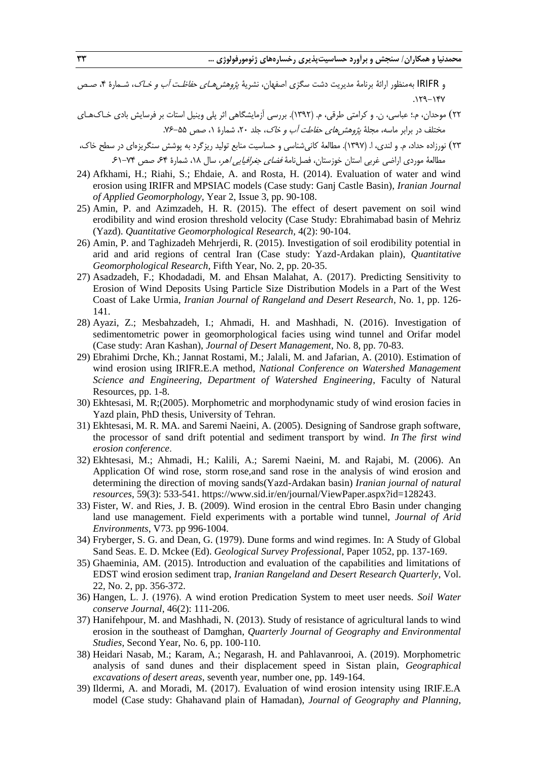و IRIFR به‌منظور ارائهٔ برنامهٔ مدیریت دشت سگزی اصفهان، نشریهٔ *پژوهش‌های حفاظت آب و خاک*، شمارهٔ ۴، صص ۱۲۹-۱۴۷.

۲۲) موحدان، م.؛ عباسی، ن. و کرامتی طرقی، م. (۱۳۹۲). بررسی آزمایشگاهی اثر پلی وینیل استات بر فرسایش بادی خاک‌های مختلف در برابر ماسه، مجلهٔ *پژوهش‌های حفاظت آب و خاک*، جلد ۲۰، شمارهٔ ۱، صص ۵۵-۷۶.

۲۳) نورزاده حداد، م. و لندی، ا. (۱۳۹۷). مطالعهٔ کانی‌شناسی و حساسیت منابع تولید ریزگرد به پوشش سنگریزه‌ای در سطح خاک، مطالعهٔ موردی اراضی غربی استان خوزستان، فصل‌نامهٔ *فضای جغرافیایی اهر*، سال ۱۸، شمارهٔ ۶۴، صص ۷۴-۶۱.

24) Afkhami, H.; Riahi, S.; Ehdaie, A. and Rosta, H. (2014). Evaluation of water and wind erosion using IRIFR and MPSIAC models (Case study: Ganj Castle Basin), *Iranian Journal of Applied Geomorphology*, Year 2, Issue 3, pp. 90-108.

25) Amin, P. and Azimzadeh, H. R. (2015). The effect of desert pavement on soil wind erodibility and wind erosion threshold velocity (Case Study: Ebrahimabad basin of Mehriz (Yazd). *Quantitative Geomorphological Research*, 4(2): 90-104.

26) Amin, P. and Taghizadeh Mehrjerdi, R. (2015). Investigation of soil erodibility potential in arid and arid regions of central Iran (Case study: Yazd-Ardakan plain), *Quantitative Geomorphological Research*, Fifth Year, No. 2, pp. 20-35.

27) Asadzadeh, F.; Khodadadi, M. and Ehsan Malahat, A. (2017). Predicting Sensitivity to Erosion of Wind Deposits Using Particle Size Distribution Models in a Part of the West Coast of Lake Urmia, *Iranian Journal of Rangeland and Desert Research*, No. 1, pp. 126-141.

28) Ayazi, Z.; Mesbahzadeh, I.; Ahmadi, H. and Mashhadi, N. (2016). Investigation of sedimentometric power in geomorphological facies using wind tunnel and Orifar model (Case study: Aran Kashan), *Journal of Desert Management*, No. 8, pp. 70-83.

29) Ebrahimi Drche, Kh.; Jannat Rostami, M.; Jalali, M. and Jafarian, A. (2010). Estimation of wind erosion using IRIFR.E.A method, *National Conference on Watershed Management Science and Engineering, Department of Watershed Engineering*, Faculty of Natural Resources, pp. 1-8.

30) Ekhtesasi, M. R;(2005). Morphometric and morphodynamic study of wind erosion facies in Yazd plain, PhD thesis, University of Tehran.

31) Ekhtesasi, M. R. MA. and Saremi Naeini, A. (2005). Designing of Sandrose graph software, the processor of sand drift potential and sediment transport by wind. *In The first wind erosion conference*.

32) Ekhtesasi, M.; Ahmadi, H.; Kalili, A.; Saremi Naeini, M. and Rajabi, M. (2006). An Application Of wind rose, storm rose,and sand rose in the analysis of wind erosion and determining the direction of moving sands(Yazd-Ardakan basin) *Iranian journal of natural resources*, 59(3): 533-541. https://www.sid.ir/en/journal/ViewPaper.aspx?id=128243.

33) Fister, W. and Ries, J. B. (2009). Wind erosion in the central Ebro Basin under changing land use management. Field experiments with a portable wind tunnel, *Journal of Arid Environments*, V73. pp 996-1004.

34) Fryberger, S. G. and Dean, G. (1979). Dune forms and wind regimes. In: A Study of Global Sand Seas. E. D. Mckee (Ed). *Geological Survey Professional*, Paper 1052, pp. 137-169.

35) Ghaeminia, AM. (2015). Introduction and evaluation of the capabilities and limitations of EDST wind erosion sediment trap, *Iranian Rangeland and Desert Research Quarterly*, Vol. 22, No. 2, pp. 356-372.

36) Hangen, L. J. (1976). A wind erotion Predication System to meet user needs. *Soil Water conserve Journal*, 46(2): 111-206.

37) Hanifehpour, M. and Mashhadi, N. (2013). Study of resistance of agricultural lands to wind erosion in the southeast of Damghan, *Quarterly Journal of Geography and Environmental Studies*, Second Year, No. 6, pp. 100-110.

38) Heidari Nasab, M.; Karam, A.; Negarash, H. and Pahlavanrooi, A. (2019). Morphometric analysis of sand dunes and their displacement speed in Sistan plain, *Geographical excavations of desert areas*, seventh year, number one, pp. 149-164.

39) Ildermi, A. and Moradi, M. (2017). Evaluation of wind erosion intensity using IRIF.E.A model (Case study: Ghahavand plain of Hamadan), *Journal of Geography and Planning*,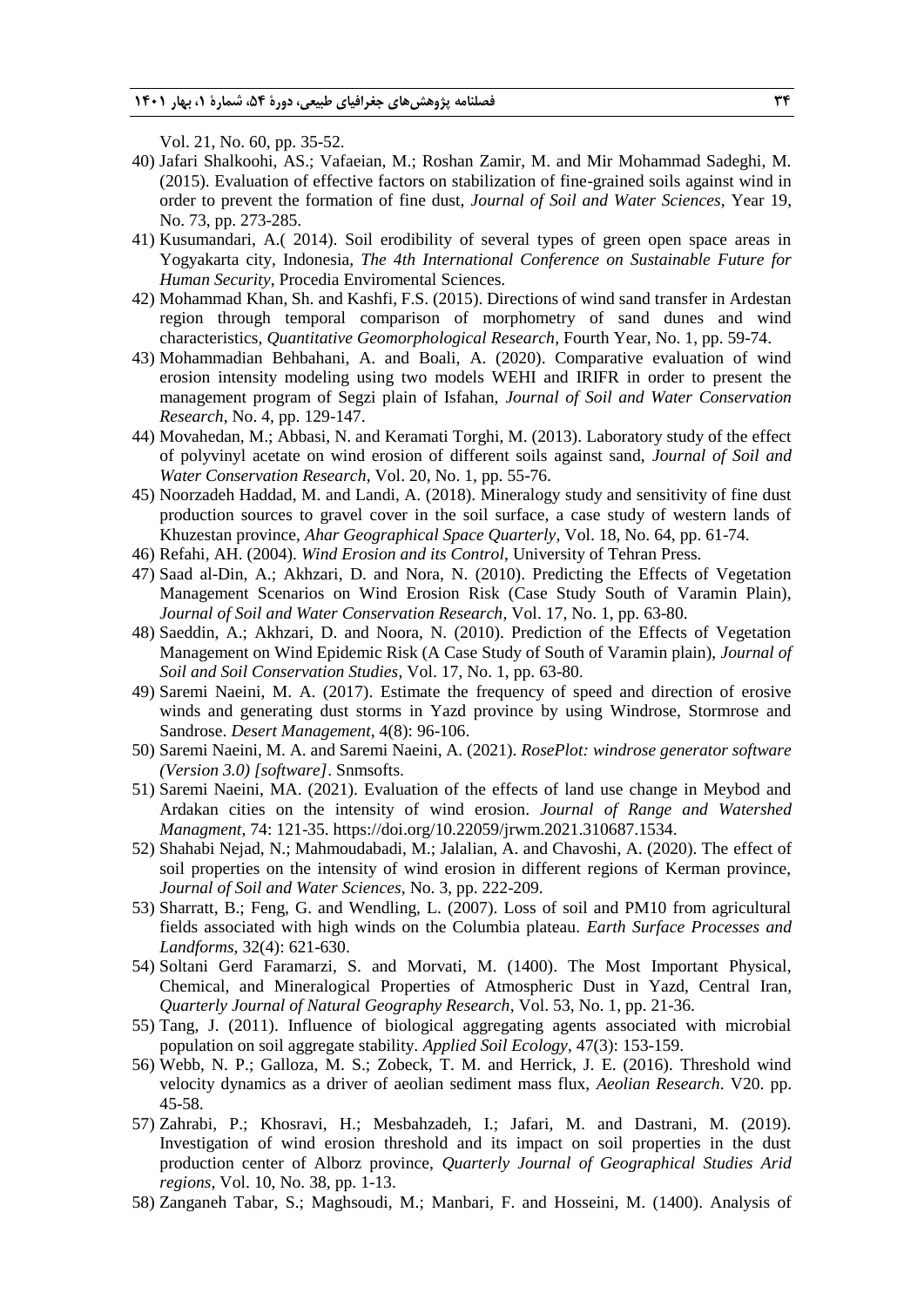Vol. 21, No. 60, pp. 35-52.

40) Jafari Shalkoohi, AS.; Vafaeian, M.; Roshan Zamir, M. and Mir Mohammad Sadeghi, M. (2015). Evaluation of effective factors on stabilization of fine-grained soils against wind in order to prevent the formation of fine dust, *Journal of Soil and Water Sciences*, Year 19, No. 73, pp. 273-285.

41) Kusumandari, A.( 2014). Soil erodibility of several types of green open space areas in Yogyakarta city, Indonesia, *The 4th International Conference on Sustainable Future for Human Security*, Procedia Enviromental Sciences.

42) Mohammad Khan, Sh. and Kashfi, F.S. (2015). Directions of wind sand transfer in Ardestan region through temporal comparison of morphometry of sand dunes and wind characteristics, *Quantitative Geomorphological Research*, Fourth Year, No. 1, pp. 59-74.

43) Mohammadian Behbahani, A. and Boali, A. (2020). Comparative evaluation of wind erosion intensity modeling using two models WEHI and IRIFR in order to present the management program of Segzi plain of Isfahan, *Journal of Soil and Water Conservation Research*, No. 4, pp. 129-147.

44) Movahedan, M.; Abbasi, N. and Keramati Torghi, M. (2013). Laboratory study of the effect of polyvinyl acetate on wind erosion of different soils against sand, *Journal of Soil and Water Conservation Research*, Vol. 20, No. 1, pp. 55-76.

45) Noorzadeh Haddad, M. and Landi, A. (2018). Mineralogy study and sensitivity of fine dust production sources to gravel cover in the soil surface, a case study of western lands of Khuzestan province, *Ahar Geographical Space Quarterly*, Vol. 18, No. 64, pp. 61-74.

46) Refahi, AH. (2004). *Wind Erosion and its Control*, University of Tehran Press.

47) Saad al-Din, A.; Akhzari, D. and Nora, N. (2010). Predicting the Effects of Vegetation Management Scenarios on Wind Erosion Risk (Case Study South of Varamin Plain), *Journal of Soil and Water Conservation Research*, Vol. 17, No. 1, pp. 63-80.

48) Saeddin, A.; Akhzari, D. and Noora, N. (2010). Prediction of the Effects of Vegetation Management on Wind Epidemic Risk (A Case Study of South of Varamin plain), *Journal of Soil and Soil Conservation Studies*, Vol. 17, No. 1, pp. 63-80.

49) Saremi Naeini, M. A. (2017). Estimate the frequency of speed and direction of erosive winds and generating dust storms in Yazd province by using Windrose, Stormrose and Sandrose. *Desert Management*, 4(8): 96-106.

50) Saremi Naeini, M. A. and Saremi Naeini, A. (2021). *RosePlot: windrose generator software (Version 3.0) [software]*. Snmsofts.

51) Saremi Naeini, MA. (2021). Evaluation of the effects of land use change in Meybod and Ardakan cities on the intensity of wind erosion. *Journal of Range and Watershed Managment*, 74: 121-35. https://doi.org/10.22059/jrwm.2021.310687.1534.

52) Shahabi Nejad, N.; Mahmoudabadi, M.; Jalalian, A. and Chavoshi, A. (2020). The effect of soil properties on the intensity of wind erosion in different regions of Kerman province, *Journal of Soil and Water Sciences*, No. 3, pp. 222-209.

53) Sharratt, B.; Feng, G. and Wendling, L. (2007). Loss of soil and PM10 from agricultural fields associated with high winds on the Columbia plateau. *Earth Surface Processes and Landforms*, 32(4): 621-630.

54) Soltani Gerd Faramarzi, S. and Morvati, M. (1400). The Most Important Physical, Chemical, and Mineralogical Properties of Atmospheric Dust in Yazd, Central Iran, *Quarterly Journal of Natural Geography Research*, Vol. 53, No. 1, pp. 21-36.

55) Tang, J. (2011). Influence of biological aggregating agents associated with microbial population on soil aggregate stability. *Applied Soil Ecology*, 47(3): 153-159.

56) Webb, N. P.; Galloza, M. S.; Zobeck, T. M. and Herrick, J. E. (2016). Threshold wind velocity dynamics as a driver of aeolian sediment mass flux, *Aeolian Research*. V20. pp. 45-58.

57) Zahrabi, P.; Khosravi, H.; Mesbahzadeh, I.; Jafari, M. and Dastrani, M. (2019). Investigation of wind erosion threshold and its impact on soil properties in the dust production center of Alborz province, *Quarterly Journal of Geographical Studies Arid regions*, Vol. 10, No. 38, pp. 1-13.

58) Zanganeh Tabar, S.; Maghsoudi, M.; Manbari, F. and Hosseini, M. (1400). Analysis of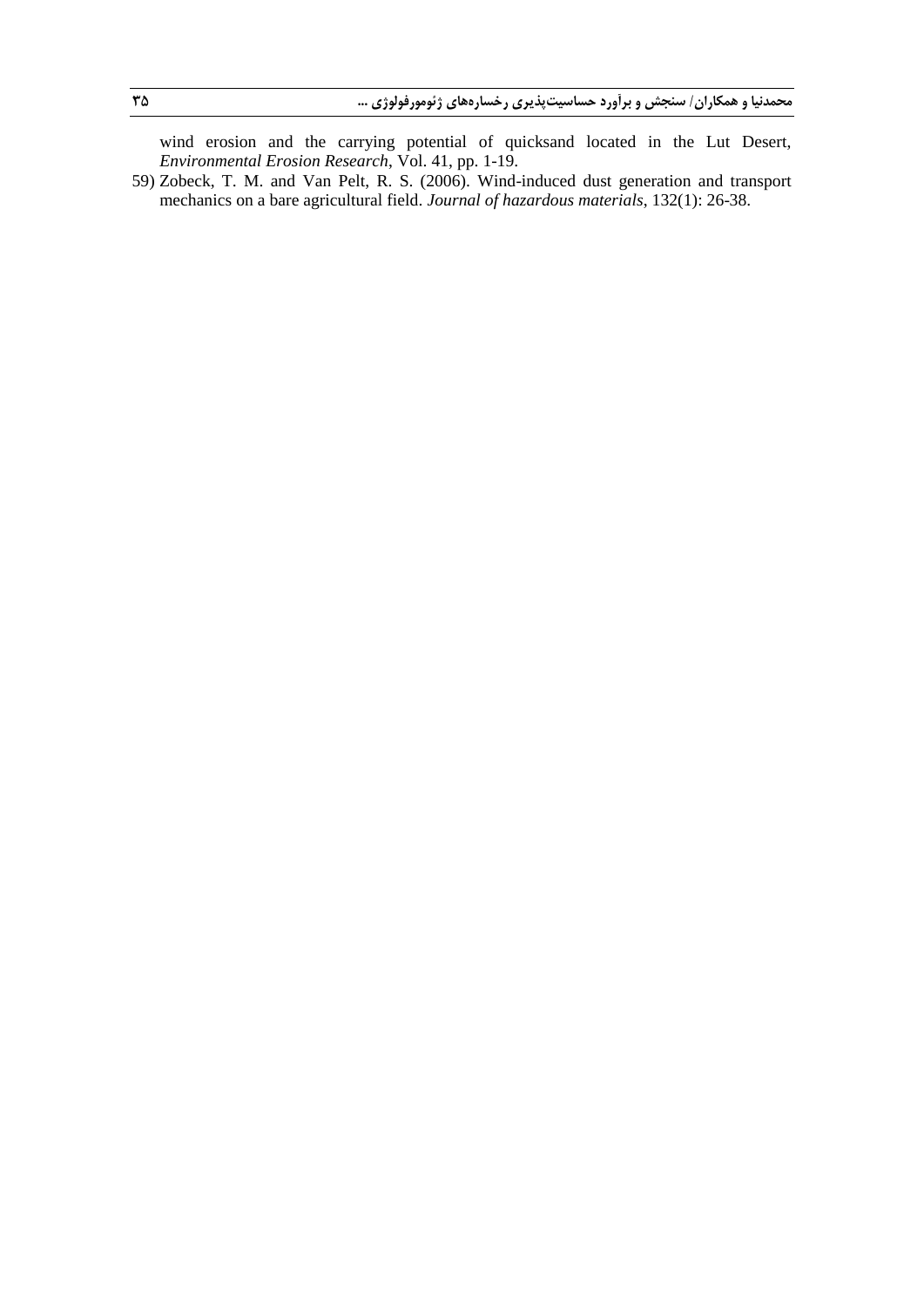wind erosion and the carrying potential of quicksand located in the Lut Desert, *Environmental Erosion Research*, Vol. 41, pp. 1-19.

59) Zobeck, T. M. and Van Pelt, R. S. (2006). Wind-induced dust generation and transport mechanics on a bare agricultural field. *Journal of hazardous materials*, 132(1): 26-38.